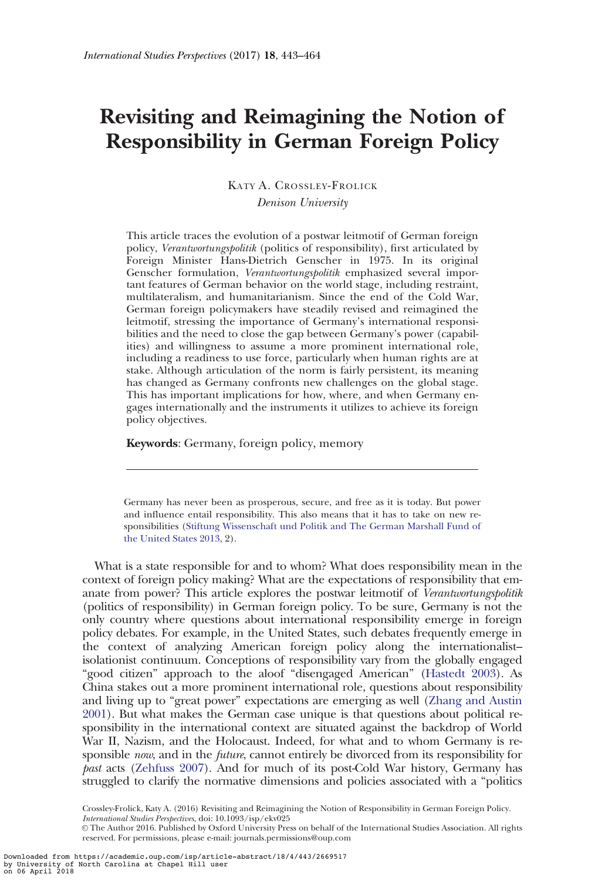# Revisiting and Reimagining the Notion of Responsibility in German Foreign Policy

Katy A. Crossley-Frolick

*Denison University*

This article traces the evolution of a postwar leitmotif of German foreign policy, *Verantwortungspolitik* (politics of responsibility), first articulated by Foreign Minister Hans-Dietrich Genscher in 1975. In its original Genscher formulation, *Verantwortungspolitik* emphasized several important features of German behavior on the world stage, including restraint, multilateralism, and humanitarianism. Since the end of the Cold War, German foreign policymakers have steadily revised and reimagined the leitmotif, stressing the importance of Germany's international responsibilities and the need to close the gap between Germany's power (capabilities) and willingness to assume a more prominent international role, including a readiness to use force, particularly when human rights are at stake. Although articulation of the norm is fairly persistent, its meaning has changed as Germany confronts new challenges on the global stage. This has important implications for how, where, and when Germany engages internationally and the instruments it utilizes to achieve its foreign policy objectives.

**Keywords**: Germany, foreign policy, memory

---

> Germany has never been as prosperous, secure, and free as it is today. But power and influence entail responsibility. This also means that it has to take on new responsibilities (Stiftung Wissenschaft und Politik and The German Marshall Fund of the United States 2013, 2).

What is a state responsible for and to whom? What does responsibility mean in the context of foreign policy making? What are the expectations of responsibility that emanate from power? This article explores the postwar leitmotif of *Verantwortungspolitik* (politics of responsibility) in German foreign policy. To be sure, Germany is not the only country where questions about international responsibility emerge in foreign policy debates. For example, in the United States, such debates frequently emerge in the context of analyzing American foreign policy along the internationalist–isolationist continuum. Conceptions of responsibility vary from the globally engaged "good citizen" approach to the aloof "disengaged American" (Hastedt 2003). As China stakes out a more prominent international role, questions about responsibility and living up to "great power" expectations are emerging as well (Zhang and Austin 2001). But what makes the German case unique is that questions about political responsibility in the international context are situated against the backdrop of World War II, Nazism, and the Holocaust. Indeed, for what and to whom Germany is responsible *now*, and in the *future*, cannot entirely be divorced from its responsibility for *past* acts (Zehfuss 2007). And for much of its post-Cold War history, Germany has struggled to clarify the normative dimensions and policies associated with a "politics

Crossley-Frolick, Katy A. (2016) Revisiting and Reimagining the Notion of Responsibility in German Foreign Policy. *International Studies Perspectives*, doi: 10.1093/isp/ekv025

© The Author 2016. Published by Oxford University Press on behalf of the International Studies Association. All rights reserved. For permissions, please e-mail: journals.permissions@oup.com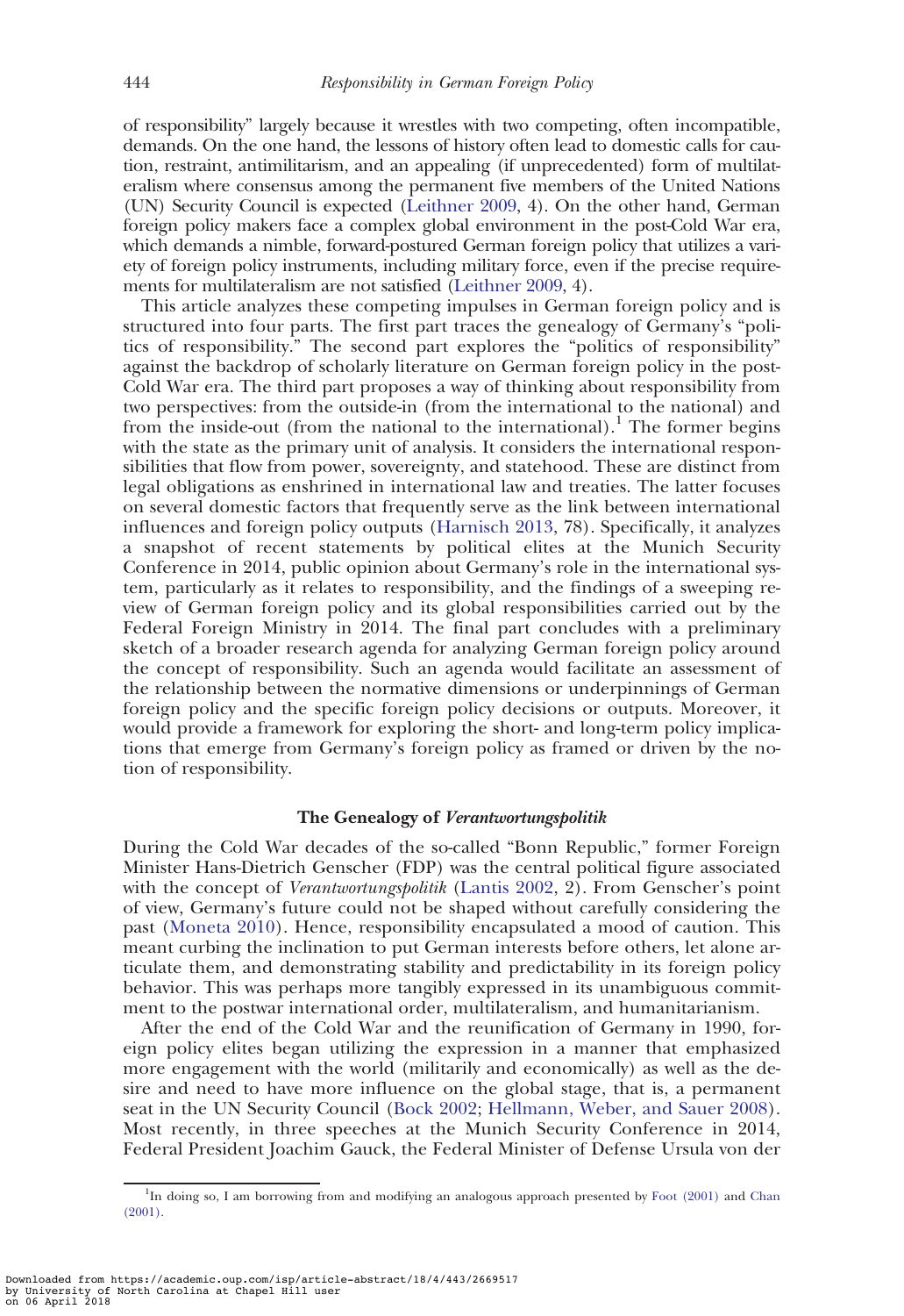of responsibility" largely because it wrestles with two competing, often incompatible, demands. On the one hand, the lessons of history often lead to domestic calls for caution, restraint, antimilitarism, and an appealing (if unprecedented) form of multilateralism where consensus among the permanent five members of the United Nations (UN) Security Council is expected (Leithner 2009, 4). On the other hand, German foreign policy makers face a complex global environment in the post-Cold War era, which demands a nimble, forward-postured German foreign policy that utilizes a variety of foreign policy instruments, including military force, even if the precise requirements for multilateralism are not satisfied (Leithner 2009, 4).

This article analyzes these competing impulses in German foreign policy and is structured into four parts. The first part traces the genealogy of Germany's "politics of responsibility." The second part explores the "politics of responsibility" against the backdrop of scholarly literature on German foreign policy in the post-Cold War era. The third part proposes a way of thinking about responsibility from two perspectives: from the outside-in (from the international to the national) and from the inside-out (from the national to the international).[1] The former begins with the state as the primary unit of analysis. It considers the international responsibilities that flow from power, sovereignty, and statehood. These are distinct from legal obligations as enshrined in international law and treaties. The latter focuses on several domestic factors that frequently serve as the link between international influences and foreign policy outputs (Harnisch 2013, 78). Specifically, it analyzes a snapshot of recent statements by political elites at the Munich Security Conference in 2014, public opinion about Germany's role in the international system, particularly as it relates to responsibility, and the findings of a sweeping review of German foreign policy and its global responsibilities carried out by the Federal Foreign Ministry in 2014. The final part concludes with a preliminary sketch of a broader research agenda for analyzing German foreign policy around the concept of responsibility. Such an agenda would facilitate an assessment of the relationship between the normative dimensions or underpinnings of German foreign policy and the specific foreign policy decisions or outputs. Moreover, it would provide a framework for exploring the short- and long-term policy implications that emerge from Germany's foreign policy as framed or driven by the notion of responsibility.

## The Genealogy of *Verantwortungspolitik*

During the Cold War decades of the so-called "Bonn Republic," former Foreign Minister Hans-Dietrich Genscher (FDP) was the central political figure associated with the concept of *Verantwortungspolitik* (Lantis 2002, 2). From Genscher's point of view, Germany's future could not be shaped without carefully considering the past (Moneta 2010). Hence, responsibility encapsulated a mood of caution. This meant curbing the inclination to put German interests before others, let alone articulate them, and demonstrating stability and predictability in its foreign policy behavior. This was perhaps more tangibly expressed in its unambiguous commitment to the postwar international order, multilateralism, and humanitarianism.

After the end of the Cold War and the reunification of Germany in 1990, foreign policy elites began utilizing the expression in a manner that emphasized more engagement with the world (militarily and economically) as well as the desire and need to have more influence on the global stage, that is, a permanent seat in the UN Security Council (Bock 2002; Hellmann, Weber, and Sauer 2008). Most recently, in three speeches at the Munich Security Conference in 2014, Federal President Joachim Gauck, the Federal Minister of Defense Ursula von der

[1] In doing so, I am borrowing from and modifying an analogous approach presented by Foot (2001) and Chan (2001).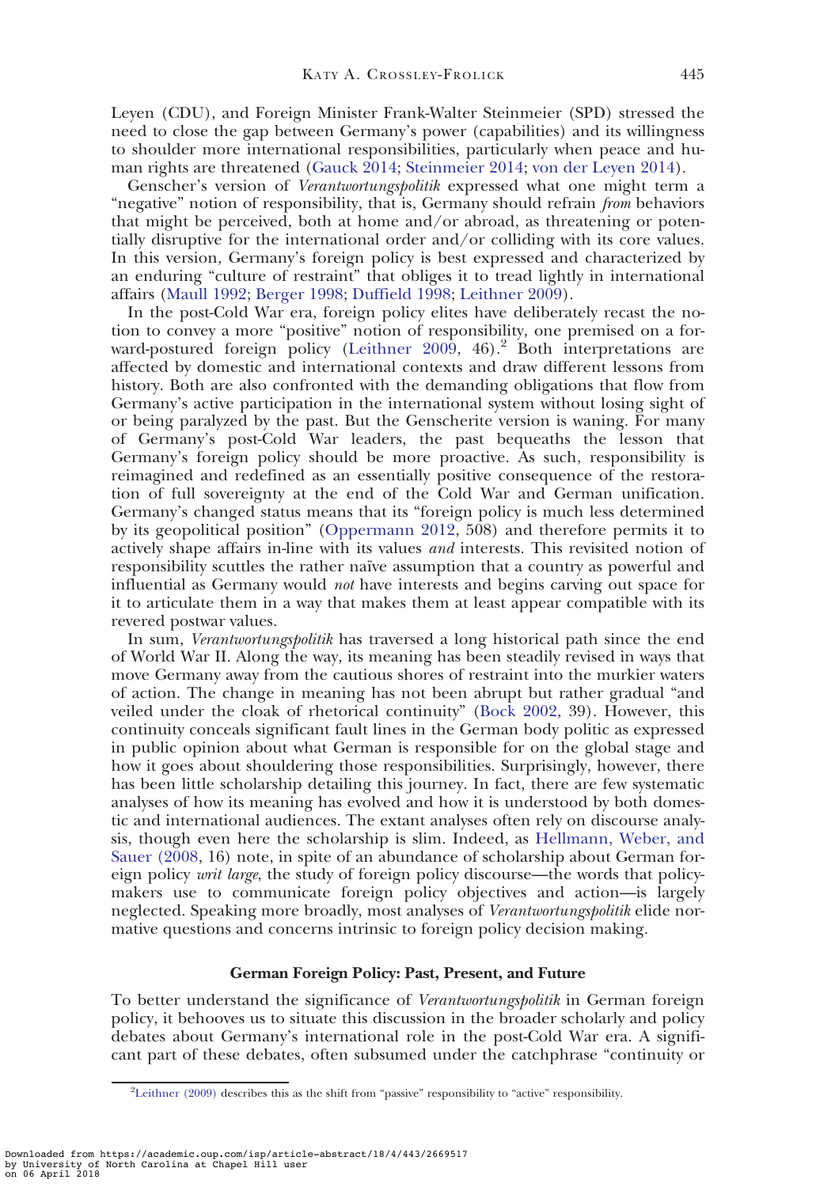Leyen (CDU), and Foreign Minister Frank-Walter Steinmeier (SPD) stressed the need to close the gap between Germany's power (capabilities) and its willingness to shoulder more international responsibilities, particularly when peace and human rights are threatened (Gauck 2014; Steinmeier 2014; von der Leyen 2014).

Genscher's version of *Verantwortungspolitik* expressed what one might term a "negative" notion of responsibility, that is, Germany should refrain *from* behaviors that might be perceived, both at home and/or abroad, as threatening or potentially disruptive for the international order and/or colliding with its core values. In this version, Germany's foreign policy is best expressed and characterized by an enduring "culture of restraint" that obliges it to tread lightly in international affairs (Maull 1992; Berger 1998; Duffield 1998; Leithner 2009).

In the post-Cold War era, foreign policy elites have deliberately recast the notion to convey a more "positive" notion of responsibility, one premised on a forward-postured foreign policy (Leithner 2009, 46).[2] Both interpretations are affected by domestic and international contexts and draw different lessons from history. Both are also confronted with the demanding obligations that flow from Germany's active participation in the international system without losing sight of or being paralyzed by the past. But the Genscherite version is waning. For many of Germany's post-Cold War leaders, the past bequeaths the lesson that Germany's foreign policy should be more proactive. As such, responsibility is reimagined and redefined as an essentially positive consequence of the restoration of full sovereignty at the end of the Cold War and German unification. Germany's changed status means that its "foreign policy is much less determined by its geopolitical position" (Oppermann 2012, 508) and therefore permits it to actively shape affairs in-line with its values *and* interests. This revisited notion of responsibility scuttles the rather naïve assumption that a country as powerful and influential as Germany would *not* have interests and begins carving out space for it to articulate them in a way that makes them at least appear compatible with its revered postwar values.

In sum, *Verantwortungspolitik* has traversed a long historical path since the end of World War II. Along the way, its meaning has been steadily revised in ways that move Germany away from the cautious shores of restraint into the murkier waters of action. The change in meaning has not been abrupt but rather gradual "and veiled under the cloak of rhetorical continuity" (Bock 2002, 39). However, this continuity conceals significant fault lines in the German body politic as expressed in public opinion about what German is responsible for on the global stage and how it goes about shouldering those responsibilities. Surprisingly, however, there has been little scholarship detailing this journey. In fact, there are few systematic analyses of how its meaning has evolved and how it is understood by both domestic and international audiences. The extant analyses often rely on discourse analysis, though even here the scholarship is slim. Indeed, as Hellmann, Weber, and Sauer (2008, 16) note, in spite of an abundance of scholarship about German foreign policy *writ large*, the study of foreign policy discourse—the words that policymakers use to communicate foreign policy objectives and action—is largely neglected. Speaking more broadly, most analyses of *Verantwortungspolitik* elide normative questions and concerns intrinsic to foreign policy decision making.

## German Foreign Policy: Past, Present, and Future

To better understand the significance of *Verantwortungspolitik* in German foreign policy, it behooves us to situate this discussion in the broader scholarly and policy debates about Germany's international role in the post-Cold War era. A significant part of these debates, often subsumed under the catchphrase "continuity or

[2] Leithner (2009) describes this as the shift from "passive" responsibility to "active" responsibility.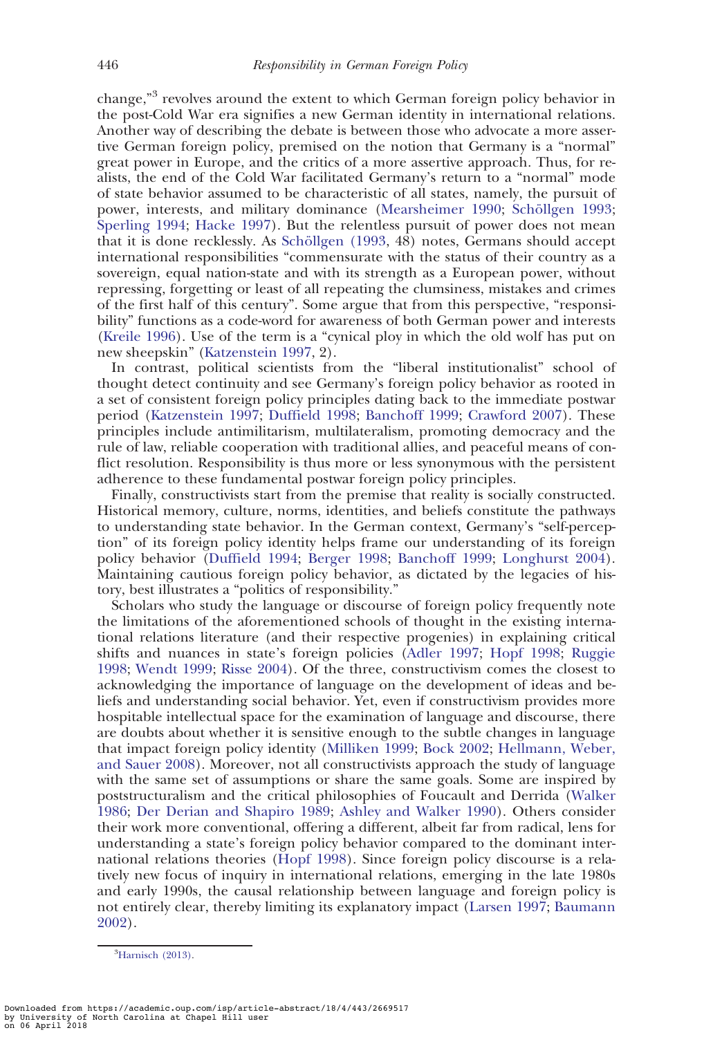change,"[3] revolves around the extent to which German foreign policy behavior in the post-Cold War era signifies a new German identity in international relations. Another way of describing the debate is between those who advocate a more assertive German foreign policy, premised on the notion that Germany is a "normal" great power in Europe, and the critics of a more assertive approach. Thus, for realists, the end of the Cold War facilitated Germany's return to a "normal" mode of state behavior assumed to be characteristic of all states, namely, the pursuit of power, interests, and military dominance (Mearsheimer 1990; Schöllgen 1993; Sperling 1994; Hacke 1997). But the relentless pursuit of power does not mean that it is done recklessly. As Schöllgen (1993, 48) notes, Germans should accept international responsibilities "commensurate with the status of their country as a sovereign, equal nation-state and with its strength as a European power, without repressing, forgetting or least of all repeating the clumsiness, mistakes and crimes of the first half of this century". Some argue that from this perspective, "responsibility" functions as a code-word for awareness of both German power and interests (Kreile 1996). Use of the term is a "cynical ploy in which the old wolf has put on new sheepskin" (Katzenstein 1997, 2).

In contrast, political scientists from the "liberal institutionalist" school of thought detect continuity and see Germany's foreign policy behavior as rooted in a set of consistent foreign policy principles dating back to the immediate postwar period (Katzenstein 1997; Duffield 1998; Banchoff 1999; Crawford 2007). These principles include antimilitarism, multilateralism, promoting democracy and the rule of law, reliable cooperation with traditional allies, and peaceful means of conflict resolution. Responsibility is thus more or less synonymous with the persistent adherence to these fundamental postwar foreign policy principles.

Finally, constructivists start from the premise that reality is socially constructed. Historical memory, culture, norms, identities, and beliefs constitute the pathways to understanding state behavior. In the German context, Germany's "self-perception" of its foreign policy identity helps frame our understanding of its foreign policy behavior (Duffield 1994; Berger 1998; Banchoff 1999; Longhurst 2004). Maintaining cautious foreign policy behavior, as dictated by the legacies of history, best illustrates a "politics of responsibility."

Scholars who study the language or discourse of foreign policy frequently note the limitations of the aforementioned schools of thought in the existing international relations literature (and their respective progenies) in explaining critical shifts and nuances in state's foreign policies (Adler 1997; Hopf 1998; Ruggie 1998; Wendt 1999; Risse 2004). Of the three, constructivism comes the closest to acknowledging the importance of language on the development of ideas and beliefs and understanding social behavior. Yet, even if constructivism provides more hospitable intellectual space for the examination of language and discourse, there are doubts about whether it is sensitive enough to the subtle changes in language that impact foreign policy identity (Milliken 1999; Bock 2002; Hellmann, Weber, and Sauer 2008). Moreover, not all constructivists approach the study of language with the same set of assumptions or share the same goals. Some are inspired by poststructuralism and the critical philosophies of Foucault and Derrida (Walker 1986; Der Derian and Shapiro 1989; Ashley and Walker 1990). Others consider their work more conventional, offering a different, albeit far from radical, lens for understanding a state's foreign policy behavior compared to the dominant international relations theories (Hopf 1998). Since foreign policy discourse is a relatively new focus of inquiry in international relations, emerging in the late 1980s and early 1990s, the causal relationship between language and foreign policy is not entirely clear, thereby limiting its explanatory impact (Larsen 1997; Baumann 2002).

[3] Harnisch (2013).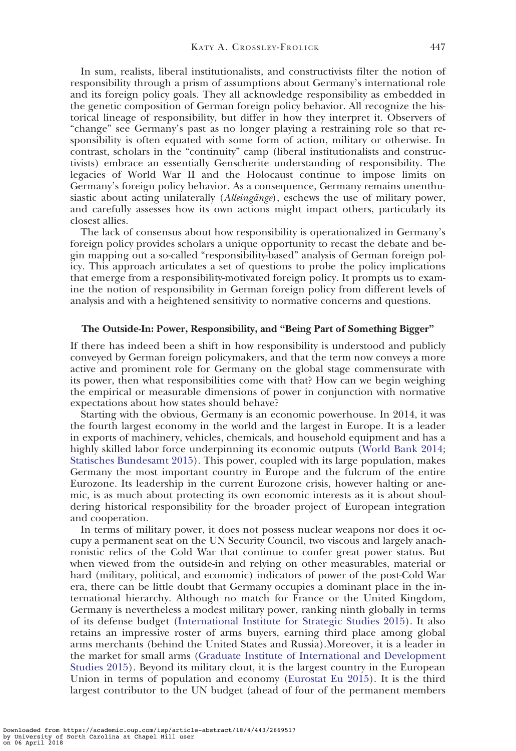In sum, realists, liberal institutionalists, and constructivists filter the notion of responsibility through a prism of assumptions about Germany's international role and its foreign policy goals. They all acknowledge responsibility as embedded in the genetic composition of German foreign policy behavior. All recognize the historical lineage of responsibility, but differ in how they interpret it. Observers of "change" see Germany's past as no longer playing a restraining role so that responsibility is often equated with some form of action, military or otherwise. In contrast, scholars in the "continuity" camp (liberal institutionalists and constructivists) embrace an essentially Genscherite understanding of responsibility. The legacies of World War II and the Holocaust continue to impose limits on Germany's foreign policy behavior. As a consequence, Germany remains unenthusiastic about acting unilaterally (*Alleingänge*), eschews the use of military power, and carefully assesses how its own actions might impact others, particularly its closest allies.

The lack of consensus about how responsibility is operationalized in Germany's foreign policy provides scholars a unique opportunity to recast the debate and begin mapping out a so-called "responsibility-based" analysis of German foreign policy. This approach articulates a set of questions to probe the policy implications that emerge from a responsibility-motivated foreign policy. It prompts us to examine the notion of responsibility in German foreign policy from different levels of analysis and with a heightened sensitivity to normative concerns and questions.

## The Outside-In: Power, Responsibility, and "Being Part of Something Bigger"

If there has indeed been a shift in how responsibility is understood and publicly conveyed by German foreign policymakers, and that the term now conveys a more active and prominent role for Germany on the global stage commensurate with its power, then what responsibilities come with that? How can we begin weighing the empirical or measurable dimensions of power in conjunction with normative expectations about how states should behave?

Starting with the obvious, Germany is an economic powerhouse. In 2014, it was the fourth largest economy in the world and the largest in Europe. It is a leader in exports of machinery, vehicles, chemicals, and household equipment and has a highly skilled labor force underpinning its economic outputs (World Bank 2014; Statisches Bundesamt 2015). This power, coupled with its large population, makes Germany the most important country in Europe and the fulcrum of the entire Eurozone. Its leadership in the current Eurozone crisis, however halting or anemic, is as much about protecting its own economic interests as it is about shouldering historical responsibility for the broader project of European integration and cooperation.

In terms of military power, it does not possess nuclear weapons nor does it occupy a permanent seat on the UN Security Council, two viscous and largely anachronistic relics of the Cold War that continue to confer great power status. But when viewed from the outside-in and relying on other measurables, material or hard (military, political, and economic) indicators of power of the post-Cold War era, there can be little doubt that Germany occupies a dominant place in the international hierarchy. Although no match for France or the United Kingdom, Germany is nevertheless a modest military power, ranking ninth globally in terms of its defense budget (International Institute for Strategic Studies 2015). It also retains an impressive roster of arms buyers, earning third place among global arms merchants (behind the United States and Russia).Moreover, it is a leader in the market for small arms (Graduate Institute of International and Development Studies 2015). Beyond its military clout, it is the largest country in the European Union in terms of population and economy (Eurostat Eu 2015). It is the third largest contributor to the UN budget (ahead of four of the permanent members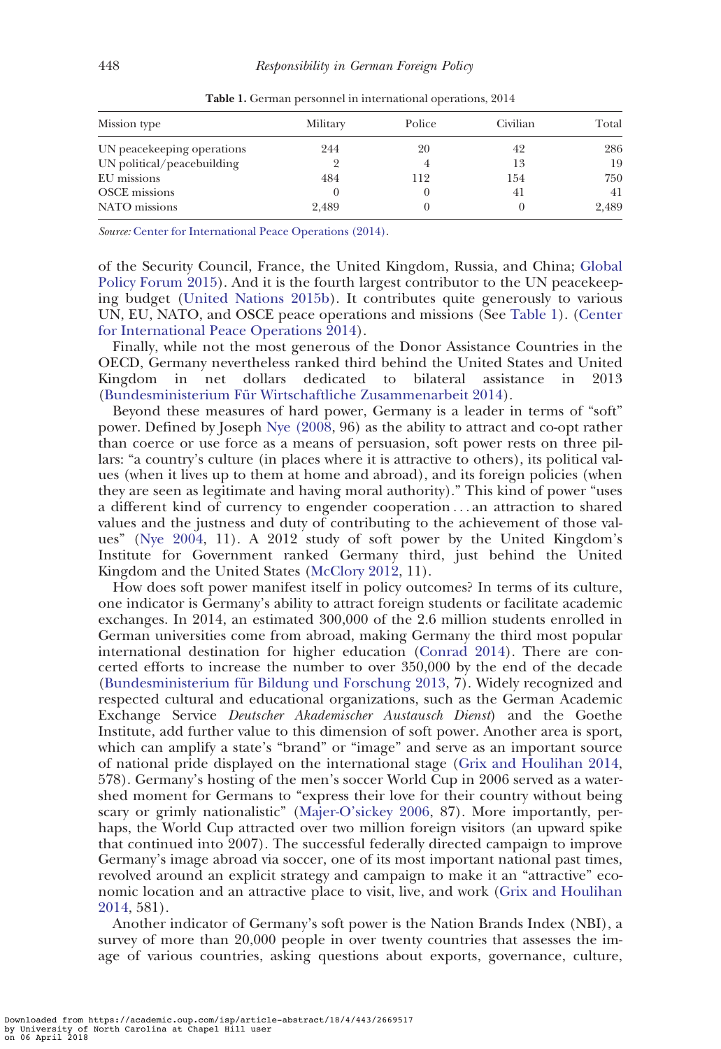**Table 1.** German personnel in international operations, 2014

| Mission type | Military | Police | Civilian | Total |
|---|---|---|---|---|
| UN peacekeeping operations | 244 | 20 | 42 | 286 |
| UN political/peacebuilding | 2 | 4 | 13 | 19 |
| EU missions | 484 | 112 | 154 | 750 |
| OSCE missions | 0 | 0 | 41 | 41 |
| NATO missions | 2,489 | 0 | 0 | 2,489 |

*Source:* Center for International Peace Operations (2014).

of the Security Council, France, the United Kingdom, Russia, and China; Global Policy Forum 2015). And it is the fourth largest contributor to the UN peacekeeping budget (United Nations 2015b). It contributes quite generously to various UN, EU, NATO, and OSCE peace operations and missions (See Table 1). (Center for International Peace Operations 2014).

Finally, while not the most generous of the Donor Assistance Countries in the OECD, Germany nevertheless ranked third behind the United States and United Kingdom in net dollars dedicated to bilateral assistance in 2013 (Bundesministerium Für Wirtschaftliche Zusammenarbeit 2014).

Beyond these measures of hard power, Germany is a leader in terms of "soft" power. Defined by Joseph Nye (2008, 96) as the ability to attract and co-opt rather than coerce or use force as a means of persuasion, soft power rests on three pillars: "a country's culture (in places where it is attractive to others), its political values (when it lives up to them at home and abroad), and its foreign policies (when they are seen as legitimate and having moral authority)." This kind of power "uses a different kind of currency to engender cooperation . . . an attraction to shared values and the justness and duty of contributing to the achievement of those values" (Nye 2004, 11). A 2012 study of soft power by the United Kingdom's Institute for Government ranked Germany third, just behind the United Kingdom and the United States (McClory 2012, 11).

How does soft power manifest itself in policy outcomes? In terms of its culture, one indicator is Germany's ability to attract foreign students or facilitate academic exchanges. In 2014, an estimated 300,000 of the 2.6 million students enrolled in German universities come from abroad, making Germany the third most popular international destination for higher education (Conrad 2014). There are concerted efforts to increase the number to over 350,000 by the end of the decade (Bundesministerium für Bildung und Forschung 2013, 7). Widely recognized and respected cultural and educational organizations, such as the German Academic Exchange Service *Deutscher Akademischer Austausch Dienst*) and the Goethe Institute, add further value to this dimension of soft power. Another area is sport, which can amplify a state's "brand" or "image" and serve as an important source of national pride displayed on the international stage (Grix and Houlihan 2014, 578). Germany's hosting of the men's soccer World Cup in 2006 served as a watershed moment for Germans to "express their love for their country without being scary or grimly nationalistic" (Majer-O'sickey 2006, 87). More importantly, perhaps, the World Cup attracted over two million foreign visitors (an upward spike that continued into 2007). The successful federally directed campaign to improve Germany's image abroad via soccer, one of its most important national past times, revolved around an explicit strategy and campaign to make it an "attractive" economic location and an attractive place to visit, live, and work (Grix and Houlihan 2014, 581).

Another indicator of Germany's soft power is the Nation Brands Index (NBI), a survey of more than 20,000 people in over twenty countries that assesses the image of various countries, asking questions about exports, governance, culture,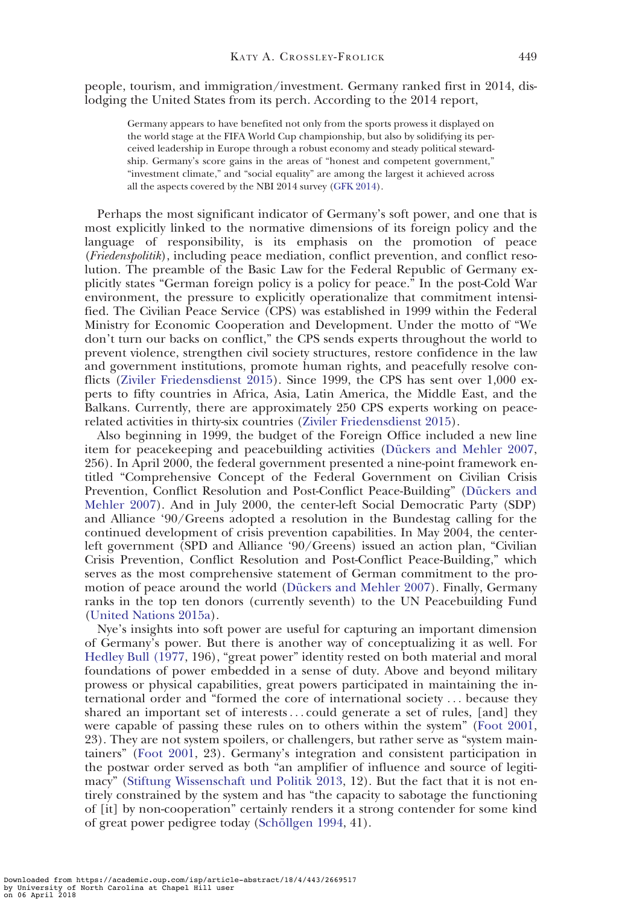people, tourism, and immigration/investment. Germany ranked first in 2014, dislodging the United States from its perch. According to the 2014 report,

> Germany appears to have benefited not only from the sports prowess it displayed on the world stage at the FIFA World Cup championship, but also by solidifying its perceived leadership in Europe through a robust economy and steady political stewardship. Germany's score gains in the areas of "honest and competent government," "investment climate," and "social equality" are among the largest it achieved across all the aspects covered by the NBI 2014 survey (GFK 2014).

Perhaps the most significant indicator of Germany's soft power, and one that is most explicitly linked to the normative dimensions of its foreign policy and the language of responsibility, is its emphasis on the promotion of peace (*Friedenspolitik*), including peace mediation, conflict prevention, and conflict resolution. The preamble of the Basic Law for the Federal Republic of Germany explicitly states "German foreign policy is a policy for peace." In the post-Cold War environment, the pressure to explicitly operationalize that commitment intensified. The Civilian Peace Service (CPS) was established in 1999 within the Federal Ministry for Economic Cooperation and Development. Under the motto of "We don't turn our backs on conflict," the CPS sends experts throughout the world to prevent violence, strengthen civil society structures, restore confidence in the law and government institutions, promote human rights, and peacefully resolve conflicts (Ziviler Friedensdienst 2015). Since 1999, the CPS has sent over 1,000 experts to fifty countries in Africa, Asia, Latin America, the Middle East, and the Balkans. Currently, there are approximately 250 CPS experts working on peace-related activities in thirty-six countries (Ziviler Friedensdienst 2015).

Also beginning in 1999, the budget of the Foreign Office included a new line item for peacekeeping and peacebuilding activities (Dückers and Mehler 2007, 256). In April 2000, the federal government presented a nine-point framework entitled "Comprehensive Concept of the Federal Government on Civilian Crisis Prevention, Conflict Resolution and Post-Conflict Peace-Building" (Dückers and Mehler 2007). And in July 2000, the center-left Social Democratic Party (SDP) and Alliance '90/Greens adopted a resolution in the Bundestag calling for the continued development of crisis prevention capabilities. In May 2004, the center-left government (SPD and Alliance '90/Greens) issued an action plan, "Civilian Crisis Prevention, Conflict Resolution and Post-Conflict Peace-Building," which serves as the most comprehensive statement of German commitment to the promotion of peace around the world (Dückers and Mehler 2007). Finally, Germany ranks in the top ten donors (currently seventh) to the UN Peacebuilding Fund (United Nations 2015a).

Nye's insights into soft power are useful for capturing an important dimension of Germany's power. But there is another way of conceptualizing it as well. For Hedley Bull (1977, 196), "great power" identity rested on both material and moral foundations of power embedded in a sense of duty. Above and beyond military prowess or physical capabilities, great powers participated in maintaining the international order and "formed the core of international society . . . because they shared an important set of interests . . . could generate a set of rules, [and] they were capable of passing these rules on to others within the system" (Foot 2001, 23). They are not system spoilers, or challengers, but rather serve as "system maintainers" (Foot 2001, 23). Germany's integration and consistent participation in the postwar order served as both "an amplifier of influence and source of legitimacy" (Stiftung Wissenschaft und Politik 2013, 12). But the fact that it is not entirely constrained by the system and has "the capacity to sabotage the functioning of [it] by non-cooperation" certainly renders it a strong contender for some kind of great power pedigree today (Schöllgen 1994, 41).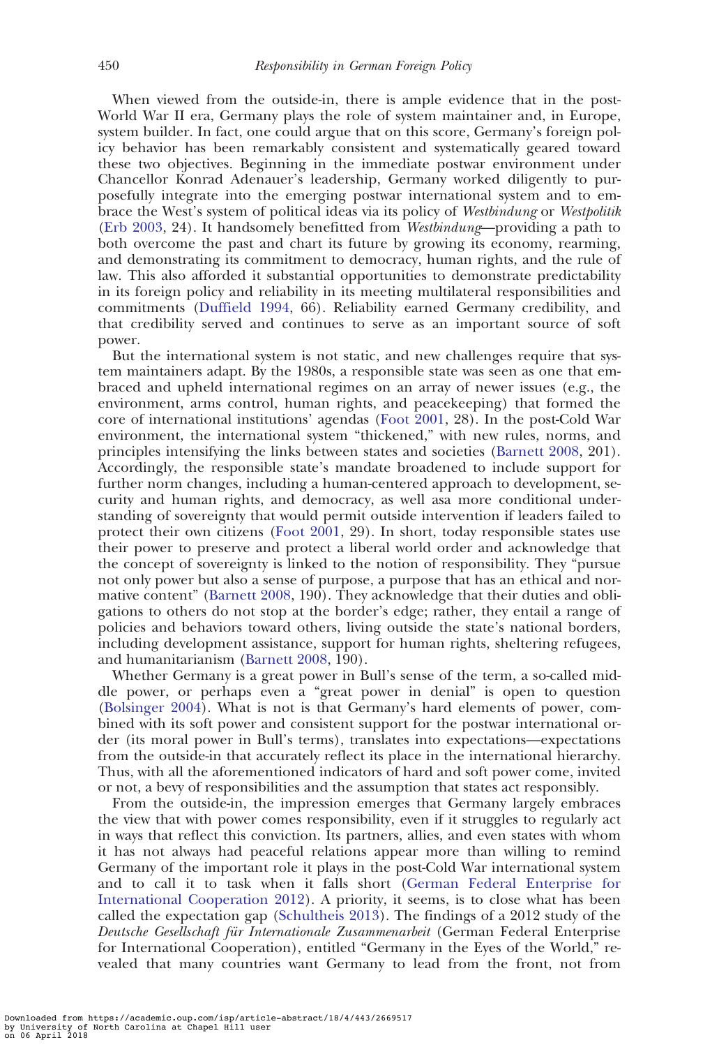When viewed from the outside-in, there is ample evidence that in the post-World War II era, Germany plays the role of system maintainer and, in Europe, system builder. In fact, one could argue that on this score, Germany's foreign policy behavior has been remarkably consistent and systematically geared toward these two objectives. Beginning in the immediate postwar environment under Chancellor Konrad Adenauer's leadership, Germany worked diligently to purposefully integrate into the emerging postwar international system and to embrace the West's system of political ideas via its policy of *Westbindung* or *Westpolitik* (Erb 2003, 24). It handsomely benefitted from *Westbindung*—providing a path to both overcome the past and chart its future by growing its economy, rearming, and demonstrating its commitment to democracy, human rights, and the rule of law. This also afforded it substantial opportunities to demonstrate predictability in its foreign policy and reliability in its meeting multilateral responsibilities and commitments (Duffield 1994, 66). Reliability earned Germany credibility, and that credibility served and continues to serve as an important source of soft power.

But the international system is not static, and new challenges require that system maintainers adapt. By the 1980s, a responsible state was seen as one that embraced and upheld international regimes on an array of newer issues (e.g., the environment, arms control, human rights, and peacekeeping) that formed the core of international institutions' agendas (Foot 2001, 28). In the post-Cold War environment, the international system "thickened," with new rules, norms, and principles intensifying the links between states and societies (Barnett 2008, 201). Accordingly, the responsible state's mandate broadened to include support for further norm changes, including a human-centered approach to development, security and human rights, and democracy, as well asa more conditional understanding of sovereignty that would permit outside intervention if leaders failed to protect their own citizens (Foot 2001, 29). In short, today responsible states use their power to preserve and protect a liberal world order and acknowledge that the concept of sovereignty is linked to the notion of responsibility. They "pursue not only power but also a sense of purpose, a purpose that has an ethical and normative content" (Barnett 2008, 190). They acknowledge that their duties and obligations to others do not stop at the border's edge; rather, they entail a range of policies and behaviors toward others, living outside the state's national borders, including development assistance, support for human rights, sheltering refugees, and humanitarianism (Barnett 2008, 190).

Whether Germany is a great power in Bull's sense of the term, a so-called middle power, or perhaps even a "great power in denial" is open to question (Bolsinger 2004). What is not is that Germany's hard elements of power, combined with its soft power and consistent support for the postwar international order (its moral power in Bull's terms), translates into expectations—expectations from the outside-in that accurately reflect its place in the international hierarchy. Thus, with all the aforementioned indicators of hard and soft power come, invited or not, a bevy of responsibilities and the assumption that states act responsibly.

From the outside-in, the impression emerges that Germany largely embraces the view that with power comes responsibility, even if it struggles to regularly act in ways that reflect this conviction. Its partners, allies, and even states with whom it has not always had peaceful relations appear more than willing to remind Germany of the important role it plays in the post-Cold War international system and to call it to task when it falls short (German Federal Enterprise for International Cooperation 2012). A priority, it seems, is to close what has been called the expectation gap (Schultheis 2013). The findings of a 2012 study of the *Deutsche Gesellschaft für Internationale Zusammenarbeit* (German Federal Enterprise for International Cooperation), entitled "Germany in the Eyes of the World," revealed that many countries want Germany to lead from the front, not from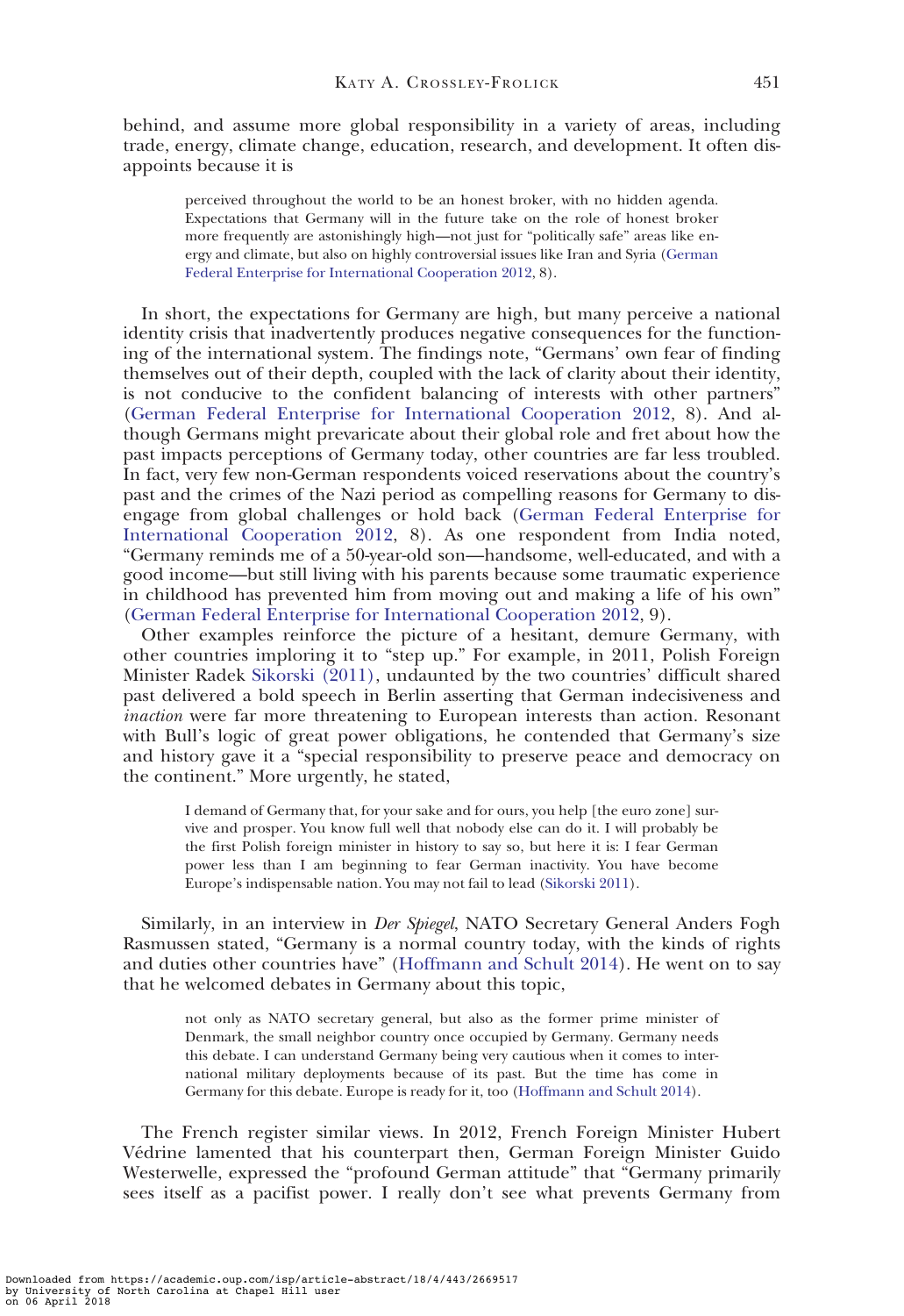behind, and assume more global responsibility in a variety of areas, including trade, energy, climate change, education, research, and development. It often disappoints because it is

> perceived throughout the world to be an honest broker, with no hidden agenda. Expectations that Germany will in the future take on the role of honest broker more frequently are astonishingly high—not just for "politically safe" areas like energy and climate, but also on highly controversial issues like Iran and Syria (German Federal Enterprise for International Cooperation 2012, 8).

In short, the expectations for Germany are high, but many perceive a national identity crisis that inadvertently produces negative consequences for the functioning of the international system. The findings note, "Germans' own fear of finding themselves out of their depth, coupled with the lack of clarity about their identity, is not conducive to the confident balancing of interests with other partners" (German Federal Enterprise for International Cooperation 2012, 8). And although Germans might prevaricate about their global role and fret about how the past impacts perceptions of Germany today, other countries are far less troubled. In fact, very few non-German respondents voiced reservations about the country's past and the crimes of the Nazi period as compelling reasons for Germany to disengage from global challenges or hold back (German Federal Enterprise for International Cooperation 2012, 8). As one respondent from India noted, "Germany reminds me of a 50-year-old son—handsome, well-educated, and with a good income—but still living with his parents because some traumatic experience in childhood has prevented him from moving out and making a life of his own" (German Federal Enterprise for International Cooperation 2012, 9).

Other examples reinforce the picture of a hesitant, demure Germany, with other countries imploring it to "step up." For example, in 2011, Polish Foreign Minister Radek Sikorski (2011), undaunted by the two countries' difficult shared past delivered a bold speech in Berlin asserting that German indecisiveness and *inaction* were far more threatening to European interests than action. Resonant with Bull's logic of great power obligations, he contended that Germany's size and history gave it a "special responsibility to preserve peace and democracy on the continent." More urgently, he stated,

> I demand of Germany that, for your sake and for ours, you help [the euro zone] survive and prosper. You know full well that nobody else can do it. I will probably be the first Polish foreign minister in history to say so, but here it is: I fear German power less than I am beginning to fear German inactivity. You have become Europe's indispensable nation. You may not fail to lead (Sikorski 2011).

Similarly, in an interview in *Der Spiegel*, NATO Secretary General Anders Fogh Rasmussen stated, "Germany is a normal country today, with the kinds of rights and duties other countries have" (Hoffmann and Schult 2014). He went on to say that he welcomed debates in Germany about this topic,

> not only as NATO secretary general, but also as the former prime minister of Denmark, the small neighbor country once occupied by Germany. Germany needs this debate. I can understand Germany being very cautious when it comes to international military deployments because of its past. But the time has come in Germany for this debate. Europe is ready for it, too (Hoffmann and Schult 2014).

The French register similar views. In 2012, French Foreign Minister Hubert Védrine lamented that his counterpart then, German Foreign Minister Guido Westerwelle, expressed the "profound German attitude" that "Germany primarily sees itself as a pacifist power. I really don't see what prevents Germany from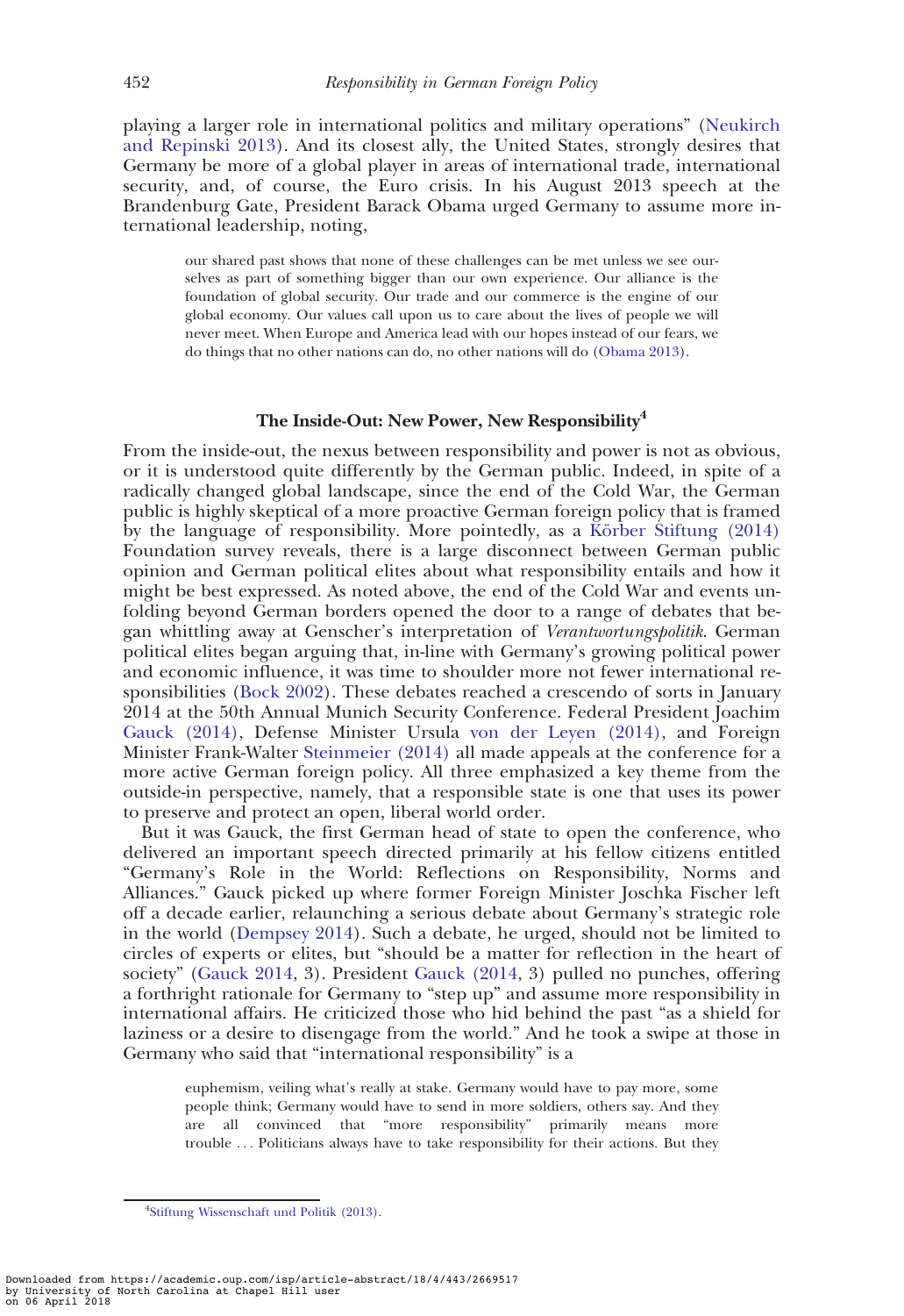playing a larger role in international politics and military operations" (Neukirch and Repinski 2013). And its closest ally, the United States, strongly desires that Germany be more of a global player in areas of international trade, international security, and, of course, the Euro crisis. In his August 2013 speech at the Brandenburg Gate, President Barack Obama urged Germany to assume more international leadership, noting,

> our shared past shows that none of these challenges can be met unless we see ourselves as part of something bigger than our own experience. Our alliance is the foundation of global security. Our trade and our commerce is the engine of our global economy. Our values call upon us to care about the lives of people we will never meet. When Europe and America lead with our hopes instead of our fears, we do things that no other nations can do, no other nations will do (Obama 2013).

### The Inside-Out: New Power, New Responsibility[4]

From the inside-out, the nexus between responsibility and power is not as obvious, or it is understood quite differently by the German public. Indeed, in spite of a radically changed global landscape, since the end of the Cold War, the German public is highly skeptical of a more proactive German foreign policy that is framed by the language of responsibility. More pointedly, as a Körber Stiftung (2014) Foundation survey reveals, there is a large disconnect between German public opinion and German political elites about what responsibility entails and how it might be best expressed. As noted above, the end of the Cold War and events unfolding beyond German borders opened the door to a range of debates that began whittling away at Genscher's interpretation of *Verantwortungspolitik*. German political elites began arguing that, in-line with Germany's growing political power and economic influence, it was time to shoulder more not fewer international responsibilities (Bock 2002). These debates reached a crescendo of sorts in January 2014 at the 50th Annual Munich Security Conference. Federal President Joachim Gauck (2014), Defense Minister Ursula von der Leyen (2014), and Foreign Minister Frank-Walter Steinmeier (2014) all made appeals at the conference for a more active German foreign policy. All three emphasized a key theme from the outside-in perspective, namely, that a responsible state is one that uses its power to preserve and protect an open, liberal world order.

But it was Gauck, the first German head of state to open the conference, who delivered an important speech directed primarily at his fellow citizens entitled "Germany's Role in the World: Reflections on Responsibility, Norms and Alliances." Gauck picked up where former Foreign Minister Joschka Fischer left off a decade earlier, relaunching a serious debate about Germany's strategic role in the world (Dempsey 2014). Such a debate, he urged, should not be limited to circles of experts or elites, but "should be a matter for reflection in the heart of society" (Gauck 2014, 3). President Gauck (2014, 3) pulled no punches, offering a forthright rationale for Germany to "step up" and assume more responsibility in international affairs. He criticized those who hid behind the past "as a shield for laziness or a desire to disengage from the world." And he took a swipe at those in Germany who said that "international responsibility" is a

> euphemism, veiling what's really at stake. Germany would have to pay more, some people think; Germany would have to send in more soldiers, others say. And they are all convinced that "more responsibility" primarily means more trouble ... Politicians always have to take responsibility for their actions. But they

[4] Stiftung Wissenschaft und Politik (2013).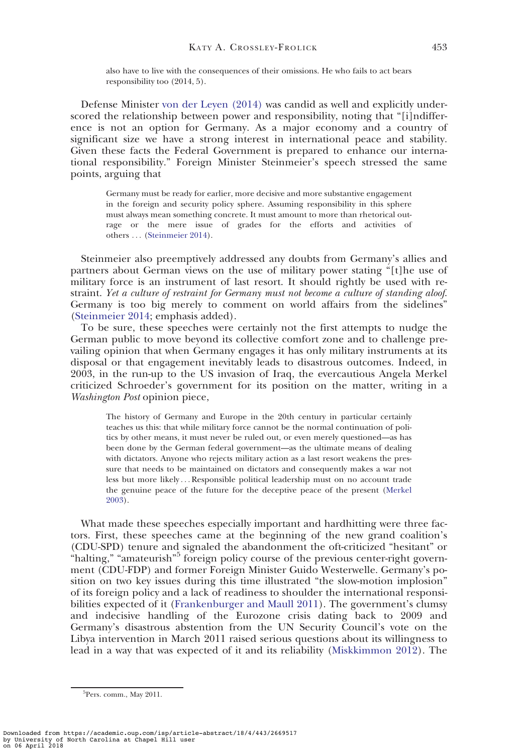> also have to live with the consequences of their omissions. He who fails to act bears responsibility too (2014, 5).

Defense Minister von der Leyen (2014) was candid as well and explicitly underscored the relationship between power and responsibility, noting that "[i]ndifference is not an option for Germany. As a major economy and a country of significant size we have a strong interest in international peace and stability. Given these facts the Federal Government is prepared to enhance our international responsibility." Foreign Minister Steinmeier's speech stressed the same points, arguing that

> Germany must be ready for earlier, more decisive and more substantive engagement in the foreign and security policy sphere. Assuming responsibility in this sphere must always mean something concrete. It must amount to more than rhetorical outrage or the mere issue of grades for the efforts and activities of others ... (Steinmeier 2014).

Steinmeier also preemptively addressed any doubts from Germany's allies and partners about German views on the use of military power stating "[t]he use of military force is an instrument of last resort. It should rightly be used with restraint. *Yet a culture of restraint for Germany must not become a culture of standing aloof.* Germany is too big merely to comment on world affairs from the sidelines" (Steinmeier 2014; emphasis added).

To be sure, these speeches were certainly not the first attempts to nudge the German public to move beyond its collective comfort zone and to challenge prevailing opinion that when Germany engages it has only military instruments at its disposal or that engagement inevitably leads to disastrous outcomes. Indeed, in 2003, in the run-up to the US invasion of Iraq, the evercautious Angela Merkel criticized Schroeder's government for its position on the matter, writing in a *Washington Post* opinion piece,

> The history of Germany and Europe in the 20th century in particular certainly teaches us this: that while military force cannot be the normal continuation of politics by other means, it must never be ruled out, or even merely questioned—as has been done by the German federal government—as the ultimate means of dealing with dictators. Anyone who rejects military action as a last resort weakens the pressure that needs to be maintained on dictators and consequently makes a war not less but more likely... Responsible political leadership must on no account trade the genuine peace of the future for the deceptive peace of the present (Merkel 2003).

What made these speeches especially important and hardhitting were three factors. First, these speeches came at the beginning of the new grand coalition's (CDU-SPD) tenure and signaled the abandonment the oft-criticized "hesitant" or "halting," "amateurish"[5] foreign policy course of the previous center-right government (CDU-FDP) and former Foreign Minister Guido Westerwelle. Germany's position on two key issues during this time illustrated "the slow-motion implosion" of its foreign policy and a lack of readiness to shoulder the international responsibilities expected of it (Frankenburger and Maull 2011). The government's clumsy and indecisive handling of the Eurozone crisis dating back to 2009 and Germany's disastrous abstention from the UN Security Council's vote on the Libya intervention in March 2011 raised serious questions about its willingness to lead in a way that was expected of it and its reliability (Miskkimmon 2012). The

[5] Pers. comm., May 2011.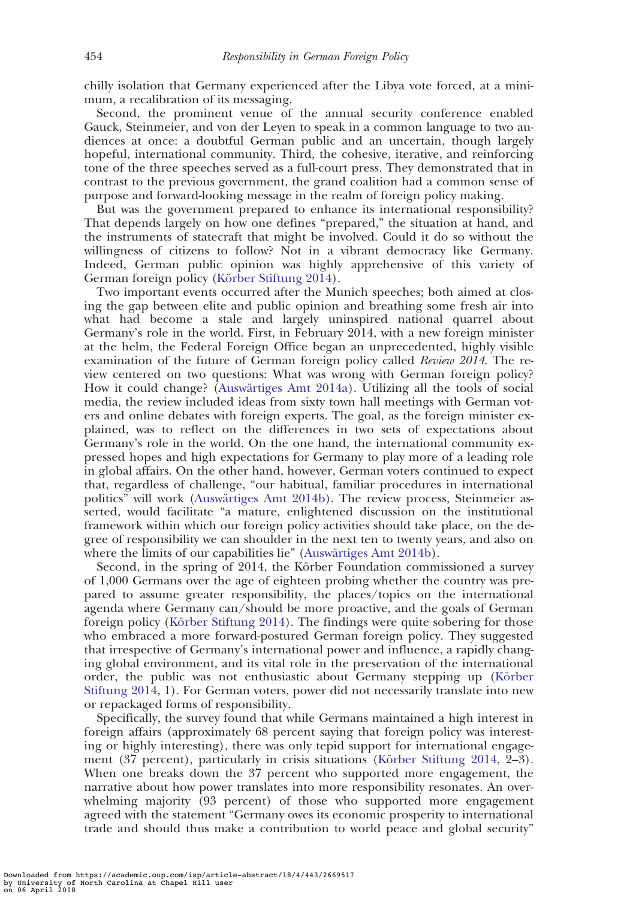chilly isolation that Germany experienced after the Libya vote forced, at a minimum, a recalibration of its messaging.

Second, the prominent venue of the annual security conference enabled Gauck, Steinmeier, and von der Leyen to speak in a common language to two audiences at once: a doubtful German public and an uncertain, though largely hopeful, international community. Third, the cohesive, iterative, and reinforcing tone of the three speeches served as a full-court press. They demonstrated that in contrast to the previous government, the grand coalition had a common sense of purpose and forward-looking message in the realm of foreign policy making.

But was the government prepared to enhance its international responsibility? That depends largely on how one defines "prepared," the situation at hand, and the instruments of statecraft that might be involved. Could it do so without the willingness of citizens to follow? Not in a vibrant democracy like Germany. Indeed, German public opinion was highly apprehensive of this variety of German foreign policy (Körber Stiftung 2014).

Two important events occurred after the Munich speeches; both aimed at closing the gap between elite and public opinion and breathing some fresh air into what had become a stale and largely uninspired national quarrel about Germany's role in the world. First, in February 2014, with a new foreign minister at the helm, the Federal Foreign Office began an unprecedented, highly visible examination of the future of German foreign policy called *Review 2014*. The review centered on two questions: What was wrong with German foreign policy? How it could change? (Auswärtiges Amt 2014a). Utilizing all the tools of social media, the review included ideas from sixty town hall meetings with German voters and online debates with foreign experts. The goal, as the foreign minister explained, was to reflect on the differences in two sets of expectations about Germany's role in the world. On the one hand, the international community expressed hopes and high expectations for Germany to play more of a leading role in global affairs. On the other hand, however, German voters continued to expect that, regardless of challenge, "our habitual, familiar procedures in international politics" will work (Auswärtiges Amt 2014b). The review process, Steinmeier asserted, would facilitate "a mature, enlightened discussion on the institutional framework within which our foreign policy activities should take place, on the degree of responsibility we can shoulder in the next ten to twenty years, and also on where the limits of our capabilities lie" (Auswärtiges Amt 2014b).

Second, in the spring of 2014, the Körber Foundation commissioned a survey of 1,000 Germans over the age of eighteen probing whether the country was prepared to assume greater responsibility, the places/topics on the international agenda where Germany can/should be more proactive, and the goals of German foreign policy (Körber Stiftung 2014). The findings were quite sobering for those who embraced a more forward-postured German foreign policy. They suggested that irrespective of Germany's international power and influence, a rapidly changing global environment, and its vital role in the preservation of the international order, the public was not enthusiastic about Germany stepping up (Körber Stiftung 2014, 1). For German voters, power did not necessarily translate into new or repackaged forms of responsibility.

Specifically, the survey found that while Germans maintained a high interest in foreign affairs (approximately 68 percent saying that foreign policy was interesting or highly interesting), there was only tepid support for international engagement (37 percent), particularly in crisis situations (Körber Stiftung 2014, 2–3). When one breaks down the 37 percent who supported more engagement, the narrative about how power translates into more responsibility resonates. An overwhelming majority (93 percent) of those who supported more engagement agreed with the statement "Germany owes its economic prosperity to international trade and should thus make a contribution to world peace and global security"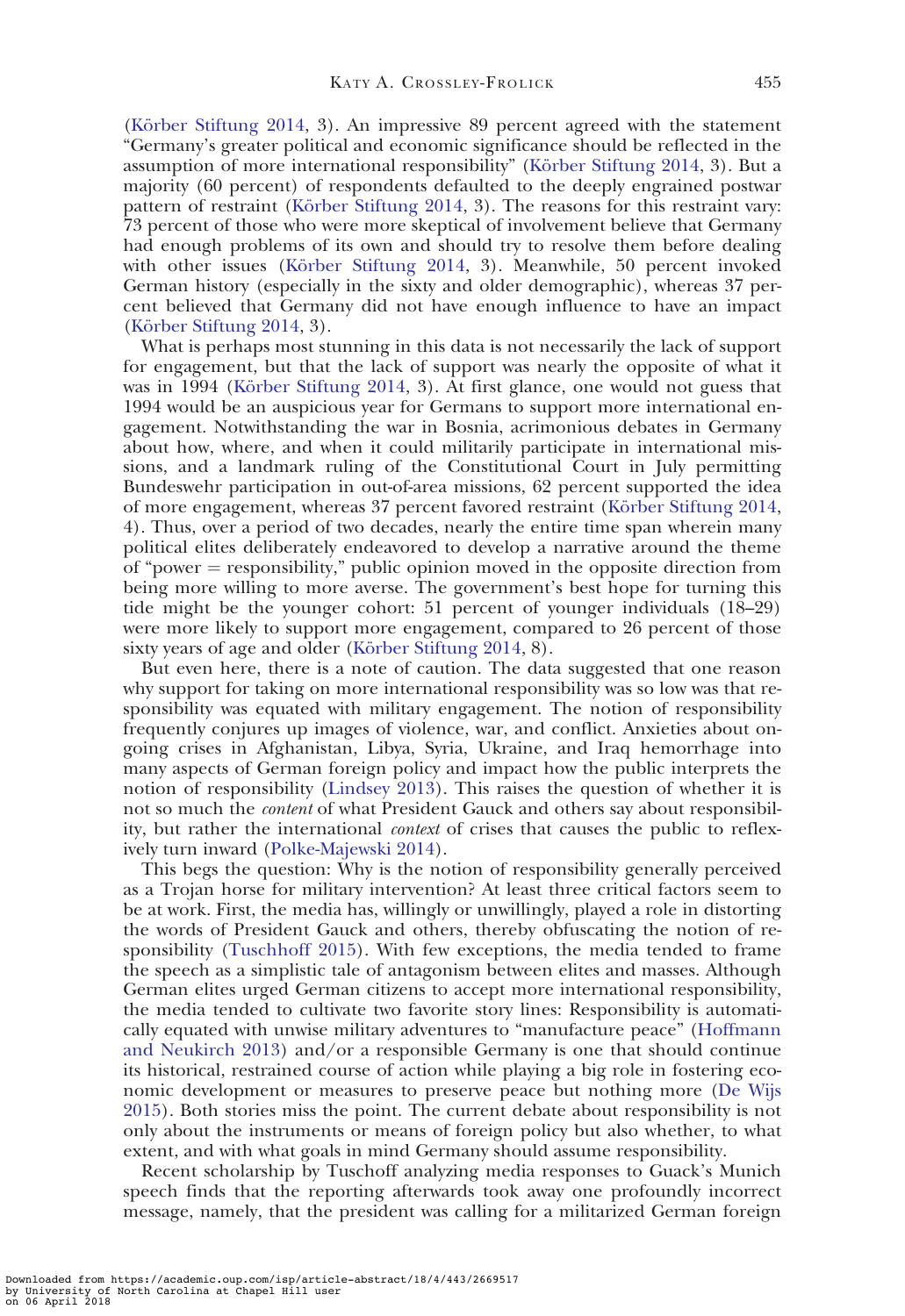(Körber Stiftung 2014, 3). An impressive 89 percent agreed with the statement "Germany's greater political and economic significance should be reflected in the assumption of more international responsibility" (Körber Stiftung 2014, 3). But a majority (60 percent) of respondents defaulted to the deeply engrained postwar pattern of restraint (Körber Stiftung 2014, 3). The reasons for this restraint vary: 73 percent of those who were more skeptical of involvement believe that Germany had enough problems of its own and should try to resolve them before dealing with other issues (Körber Stiftung 2014, 3). Meanwhile, 50 percent invoked German history (especially in the sixty and older demographic), whereas 37 percent believed that Germany did not have enough influence to have an impact (Körber Stiftung 2014, 3).

What is perhaps most stunning in this data is not necessarily the lack of support for engagement, but that the lack of support was nearly the opposite of what it was in 1994 (Körber Stiftung 2014, 3). At first glance, one would not guess that 1994 would be an auspicious year for Germans to support more international engagement. Notwithstanding the war in Bosnia, acrimonious debates in Germany about how, where, and when it could militarily participate in international missions, and a landmark ruling of the Constitutional Court in July permitting Bundeswehr participation in out-of-area missions, 62 percent supported the idea of more engagement, whereas 37 percent favored restraint (Körber Stiftung 2014, 4). Thus, over a period of two decades, nearly the entire time span wherein many political elites deliberately endeavored to develop a narrative around the theme of "power = responsibility," public opinion moved in the opposite direction from being more willing to more averse. The government's best hope for turning this tide might be the younger cohort: 51 percent of younger individuals (18–29) were more likely to support more engagement, compared to 26 percent of those sixty years of age and older (Körber Stiftung 2014, 8).

But even here, there is a note of caution. The data suggested that one reason why support for taking on more international responsibility was so low was that responsibility was equated with military engagement. The notion of responsibility frequently conjures up images of violence, war, and conflict. Anxieties about ongoing crises in Afghanistan, Libya, Syria, Ukraine, and Iraq hemorrhage into many aspects of German foreign policy and impact how the public interprets the notion of responsibility (Lindsey 2013). This raises the question of whether it is not so much the *content* of what President Gauck and others say about responsibility, but rather the international *context* of crises that causes the public to reflexively turn inward (Polke-Majewski 2014).

This begs the question: Why is the notion of responsibility generally perceived as a Trojan horse for military intervention? At least three critical factors seem to be at work. First, the media has, willingly or unwillingly, played a role in distorting the words of President Gauck and others, thereby obfuscating the notion of responsibility (Tuschhoff 2015). With few exceptions, the media tended to frame the speech as a simplistic tale of antagonism between elites and masses. Although German elites urged German citizens to accept more international responsibility, the media tended to cultivate two favorite story lines: Responsibility is automatically equated with unwise military adventures to "manufacture peace" (Hoffmann and Neukirch 2013) and/or a responsible Germany is one that should continue its historical, restrained course of action while playing a big role in fostering economic development or measures to preserve peace but nothing more (De Wijs 2015). Both stories miss the point. The current debate about responsibility is not only about the instruments or means of foreign policy but also whether, to what extent, and with what goals in mind Germany should assume responsibility.

Recent scholarship by Tuschoff analyzing media responses to Guack's Munich speech finds that the reporting afterwards took away one profoundly incorrect message, namely, that the president was calling for a militarized German foreign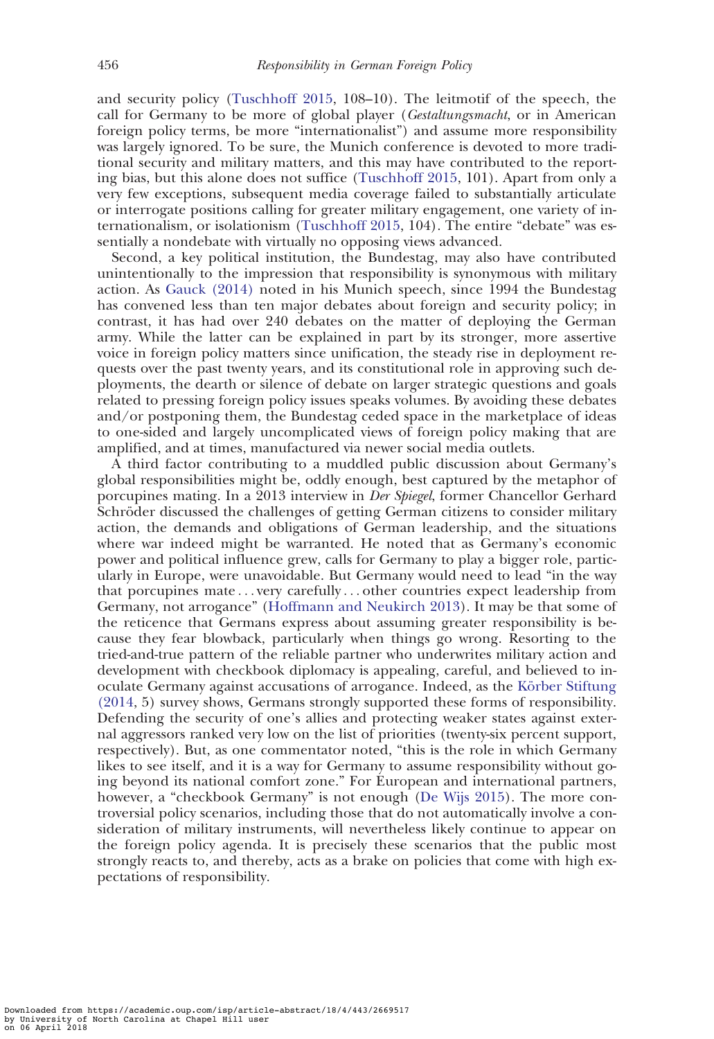and security policy (Tuschhoff 2015, 108–10). The leitmotif of the speech, the call for Germany to be more of global player (*Gestaltungsmacht*, or in American foreign policy terms, be more "internationalist") and assume more responsibility was largely ignored. To be sure, the Munich conference is devoted to more traditional security and military matters, and this may have contributed to the reporting bias, but this alone does not suffice (Tuschhoff 2015, 101). Apart from only a very few exceptions, subsequent media coverage failed to substantially articulate or interrogate positions calling for greater military engagement, one variety of internationalism, or isolationism (Tuschhoff 2015, 104). The entire "debate" was essentially a nondebate with virtually no opposing views advanced.

Second, a key political institution, the Bundestag, may also have contributed unintentionally to the impression that responsibility is synonymous with military action. As Gauck (2014) noted in his Munich speech, since 1994 the Bundestag has convened less than ten major debates about foreign and security policy; in contrast, it has had over 240 debates on the matter of deploying the German army. While the latter can be explained in part by its stronger, more assertive voice in foreign policy matters since unification, the steady rise in deployment requests over the past twenty years, and its constitutional role in approving such deployments, the dearth or silence of debate on larger strategic questions and goals related to pressing foreign policy issues speaks volumes. By avoiding these debates and/or postponing them, the Bundestag ceded space in the marketplace of ideas to one-sided and largely uncomplicated views of foreign policy making that are amplified, and at times, manufactured via newer social media outlets.

A third factor contributing to a muddled public discussion about Germany's global responsibilities might be, oddly enough, best captured by the metaphor of porcupines mating. In a 2013 interview in *Der Spiegel*, former Chancellor Gerhard Schröder discussed the challenges of getting German citizens to consider military action, the demands and obligations of German leadership, and the situations where war indeed might be warranted. He noted that as Germany's economic power and political influence grew, calls for Germany to play a bigger role, particularly in Europe, were unavoidable. But Germany would need to lead "in the way that porcupines mate . . . very carefully . . . other countries expect leadership from Germany, not arrogance" (Hoffmann and Neukirch 2013). It may be that some of the reticence that Germans express about assuming greater responsibility is because they fear blowback, particularly when things go wrong. Resorting to the tried-and-true pattern of the reliable partner who underwrites military action and development with checkbook diplomacy is appealing, careful, and believed to inoculate Germany against accusations of arrogance. Indeed, as the Körber Stiftung (2014, 5) survey shows, Germans strongly supported these forms of responsibility. Defending the security of one's allies and protecting weaker states against external aggressors ranked very low on the list of priorities (twenty-six percent support, respectively). But, as one commentator noted, "this is the role in which Germany likes to see itself, and it is a way for Germany to assume responsibility without going beyond its national comfort zone." For European and international partners, however, a "checkbook Germany" is not enough (De Wijs 2015). The more controversial policy scenarios, including those that do not automatically involve a consideration of military instruments, will nevertheless likely continue to appear on the foreign policy agenda. It is precisely these scenarios that the public most strongly reacts to, and thereby, acts as a brake on policies that come with high expectations of responsibility.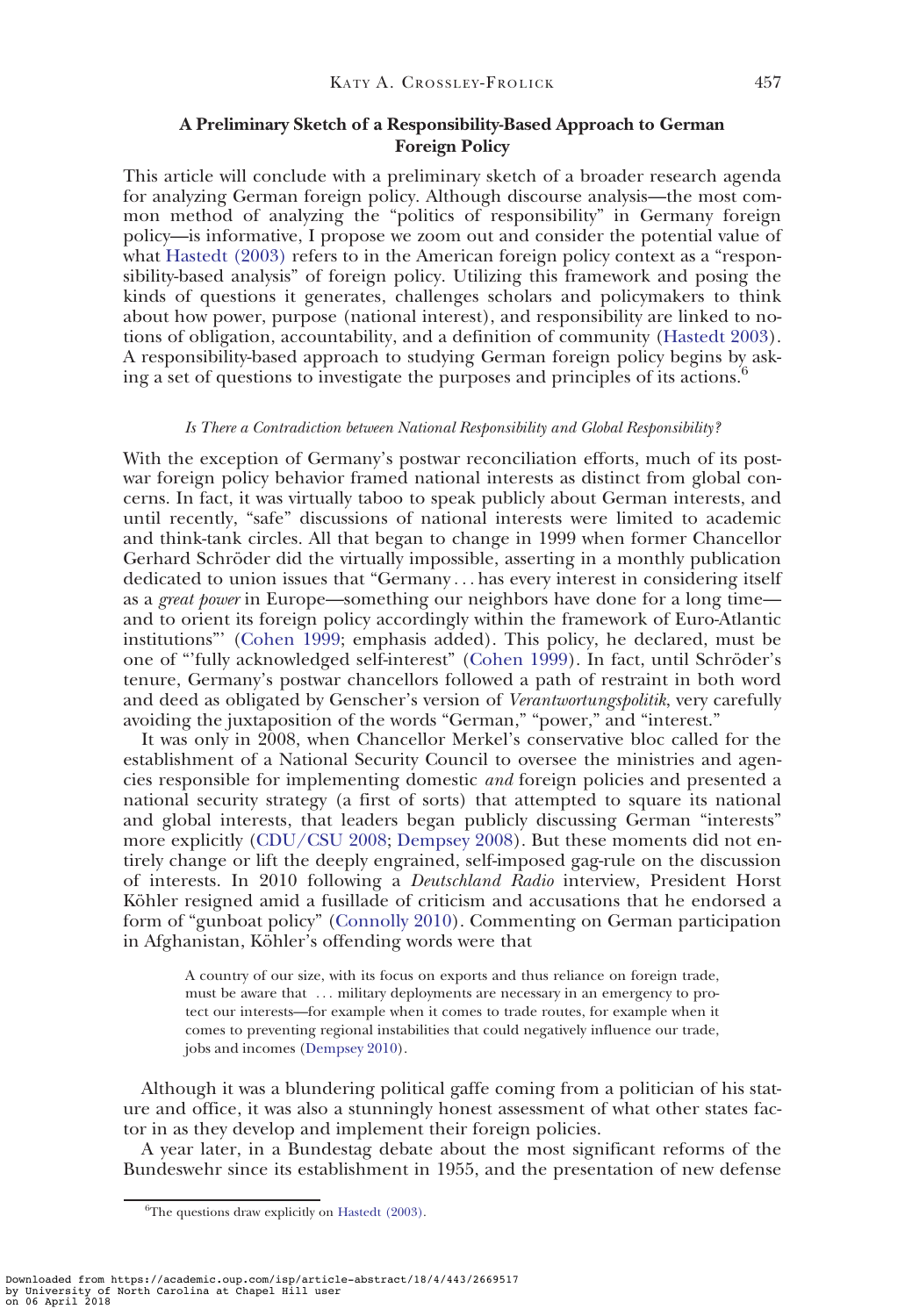### A Preliminary Sketch of a Responsibility-Based Approach to German Foreign Policy

This article will conclude with a preliminary sketch of a broader research agenda for analyzing German foreign policy. Although discourse analysis—the most common method of analyzing the "politics of responsibility" in Germany foreign policy—is informative, I propose we zoom out and consider the potential value of what Hastedt (2003) refers to in the American foreign policy context as a "responsibility-based analysis" of foreign policy. Utilizing this framework and posing the kinds of questions it generates, challenges scholars and policymakers to think about how power, purpose (national interest), and responsibility are linked to notions of obligation, accountability, and a definition of community (Hastedt 2003). A responsibility-based approach to studying German foreign policy begins by asking a set of questions to investigate the purposes and principles of its actions.[6]

#### *Is There a Contradiction between National Responsibility and Global Responsibility?*

With the exception of Germany's postwar reconciliation efforts, much of its postwar foreign policy behavior framed national interests as distinct from global concerns. In fact, it was virtually taboo to speak publicly about German interests, and until recently, "safe" discussions of national interests were limited to academic and think-tank circles. All that began to change in 1999 when former Chancellor Gerhard Schröder did the virtually impossible, asserting in a monthly publication dedicated to union issues that "Germany . . . has every interest in considering itself as a *great power* in Europe—something our neighbors have done for a long time—and to orient its foreign policy accordingly within the framework of Euro-Atlantic institutions"' (Cohen 1999; emphasis added). This policy, he declared, must be one of "'fully acknowledged self-interest" (Cohen 1999). In fact, until Schröder's tenure, Germany's postwar chancellors followed a path of restraint in both word and deed as obligated by Genscher's version of *Verantwortungspolitik*, very carefully avoiding the juxtaposition of the words "German," "power," and "interest."

It was only in 2008, when Chancellor Merkel's conservative bloc called for the establishment of a National Security Council to oversee the ministries and agencies responsible for implementing domestic *and* foreign policies and presented a national security strategy (a first of sorts) that attempted to square its national and global interests, that leaders began publicly discussing German "interests" more explicitly (CDU/CSU 2008; Dempsey 2008). But these moments did not entirely change or lift the deeply engrained, self-imposed gag-rule on the discussion of interests. In 2010 following a *Deutschland Radio* interview, President Horst Köhler resigned amid a fusillade of criticism and accusations that he endorsed a form of "gunboat policy" (Connolly 2010). Commenting on German participation in Afghanistan, Köhler's offending words were that

> A country of our size, with its focus on exports and thus reliance on foreign trade, must be aware that . . . military deployments are necessary in an emergency to protect our interests—for example when it comes to trade routes, for example when it comes to preventing regional instabilities that could negatively influence our trade, jobs and incomes (Dempsey 2010).

Although it was a blundering political gaffe coming from a politician of his stature and office, it was also a stunningly honest assessment of what other states factor in as they develop and implement their foreign policies.

A year later, in a Bundestag debate about the most significant reforms of the Bundeswehr since its establishment in 1955, and the presentation of new defense

[6] The questions draw explicitly on Hastedt (2003).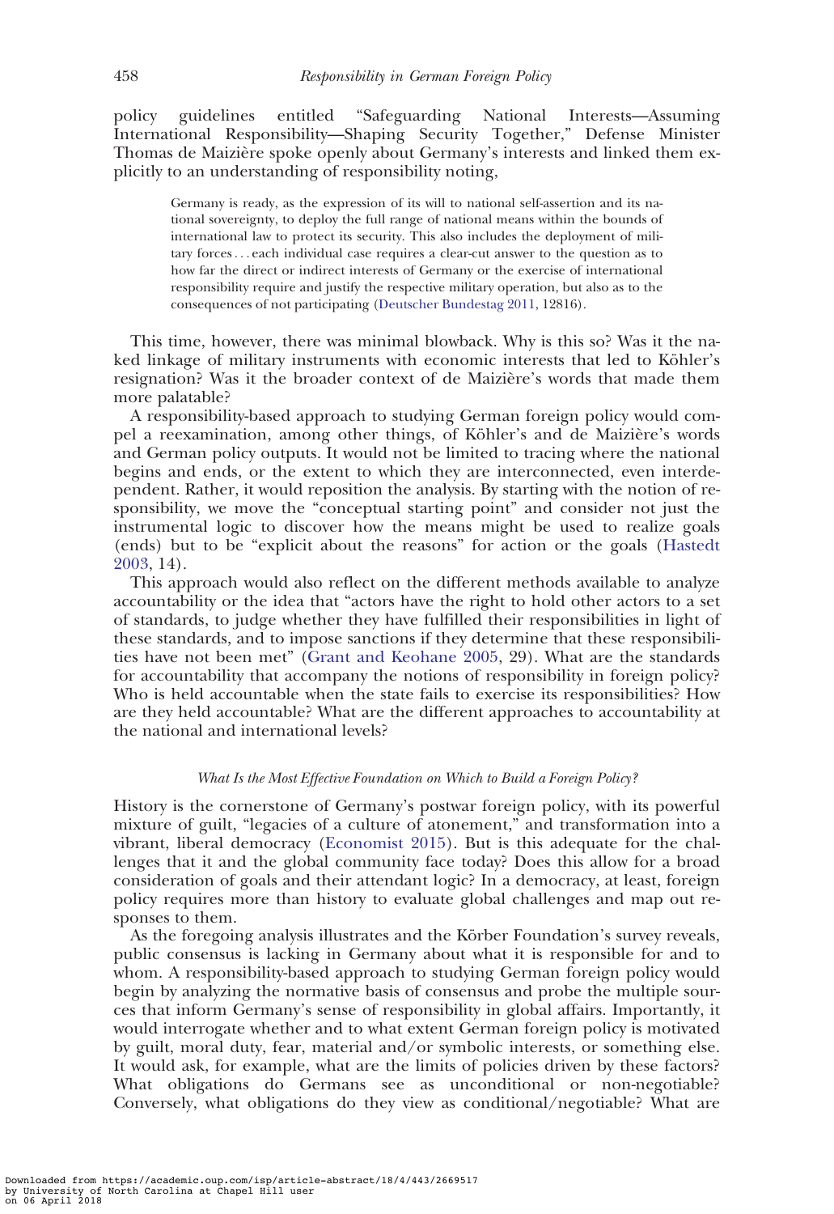policy guidelines entitled "Safeguarding National Interests—Assuming International Responsibility—Shaping Security Together," Defense Minister Thomas de Maizière spoke openly about Germany's interests and linked them explicitly to an understanding of responsibility noting,

> Germany is ready, as the expression of its will to national self-assertion and its national sovereignty, to deploy the full range of national means within the bounds of international law to protect its security. This also includes the deployment of military forces . . . each individual case requires a clear-cut answer to the question as to how far the direct or indirect interests of Germany or the exercise of international responsibility require and justify the respective military operation, but also as to the consequences of not participating (Deutscher Bundestag 2011, 12816).

This time, however, there was minimal blowback. Why is this so? Was it the naked linkage of military instruments with economic interests that led to Köhler's resignation? Was it the broader context of de Maizière's words that made them more palatable?

A responsibility-based approach to studying German foreign policy would compel a reexamination, among other things, of Köhler's and de Maizière's words and German policy outputs. It would not be limited to tracing where the national begins and ends, or the extent to which they are interconnected, even interdependent. Rather, it would reposition the analysis. By starting with the notion of responsibility, we move the "conceptual starting point" and consider not just the instrumental logic to discover how the means might be used to realize goals (ends) but to be "explicit about the reasons" for action or the goals (Hastedt 2003, 14).

This approach would also reflect on the different methods available to analyze accountability or the idea that "actors have the right to hold other actors to a set of standards, to judge whether they have fulfilled their responsibilities in light of these standards, and to impose sanctions if they determine that these responsibilities have not been met" (Grant and Keohane 2005, 29). What are the standards for accountability that accompany the notions of responsibility in foreign policy? Who is held accountable when the state fails to exercise its responsibilities? How are they held accountable? What are the different approaches to accountability at the national and international levels?

#### *What Is the Most Effective Foundation on Which to Build a Foreign Policy?*

History is the cornerstone of Germany's postwar foreign policy, with its powerful mixture of guilt, "legacies of a culture of atonement," and transformation into a vibrant, liberal democracy (Economist 2015). But is this adequate for the challenges that it and the global community face today? Does this allow for a broad consideration of goals and their attendant logic? In a democracy, at least, foreign policy requires more than history to evaluate global challenges and map out responses to them.

As the foregoing analysis illustrates and the Körber Foundation's survey reveals, public consensus is lacking in Germany about what it is responsible for and to whom. A responsibility-based approach to studying German foreign policy would begin by analyzing the normative basis of consensus and probe the multiple sources that inform Germany's sense of responsibility in global affairs. Importantly, it would interrogate whether and to what extent German foreign policy is motivated by guilt, moral duty, fear, material and/or symbolic interests, or something else. It would ask, for example, what are the limits of policies driven by these factors? What obligations do Germans see as unconditional or non-negotiable? Conversely, what obligations do they view as conditional/negotiable? What are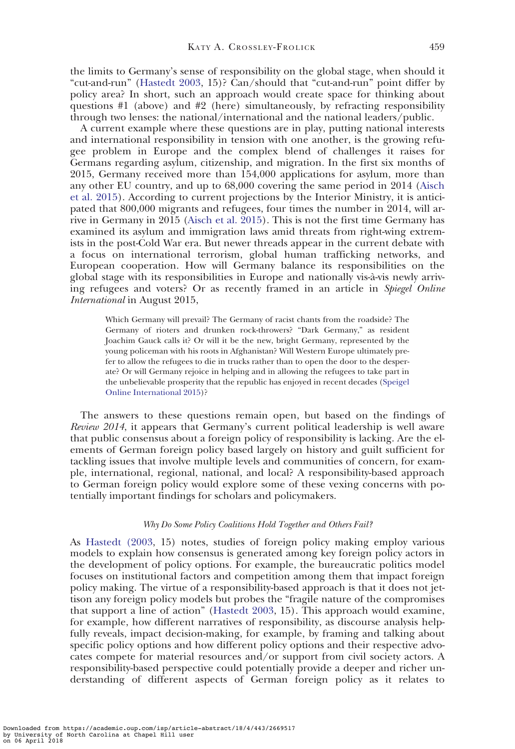the limits to Germany's sense of responsibility on the global stage, when should it "cut-and-run" (Hastedt 2003, 15)? Can/should that "cut-and-run" point differ by policy area? In short, such an approach would create space for thinking about questions #1 (above) and #2 (here) simultaneously, by refracting responsibility through two lenses: the national/international and the national leaders/public.

A current example where these questions are in play, putting national interests and international responsibility in tension with one another, is the growing refugee problem in Europe and the complex blend of challenges it raises for Germans regarding asylum, citizenship, and migration. In the first six months of 2015, Germany received more than 154,000 applications for asylum, more than any other EU country, and up to 68,000 covering the same period in 2014 (Aisch et al. 2015). According to current projections by the Interior Ministry, it is anticipated that 800,000 migrants and refugees, four times the number in 2014, will arrive in Germany in 2015 (Aisch et al. 2015). This is not the first time Germany has examined its asylum and immigration laws amid threats from right-wing extremists in the post-Cold War era. But newer threads appear in the current debate with a focus on international terrorism, global human trafficking networks, and European cooperation. How will Germany balance its responsibilities on the global stage with its responsibilities in Europe and nationally vis-à-vis newly arriving refugees and voters? Or as recently framed in an article in *Spiegel Online International* in August 2015,

> Which Germany will prevail? The Germany of racist chants from the roadside? The Germany of rioters and drunken rock-throwers? "Dark Germany," as resident Joachim Gauck calls it? Or will it be the new, bright Germany, represented by the young policeman with his roots in Afghanistan? Will Western Europe ultimately prefer to allow the refugees to die in trucks rather than to open the door to the desperate? Or will Germany rejoice in helping and in allowing the refugees to take part in the unbelievable prosperity that the republic has enjoyed in recent decades (Speigel Online International 2015)?

The answers to these questions remain open, but based on the findings of *Review 2014*, it appears that Germany's current political leadership is well aware that public consensus about a foreign policy of responsibility is lacking. Are the elements of German foreign policy based largely on history and guilt sufficient for tackling issues that involve multiple levels and communities of concern, for example, international, regional, national, and local? A responsibility-based approach to German foreign policy would explore some of these vexing concerns with potentially important findings for scholars and policymakers.

### *Why Do Some Policy Coalitions Hold Together and Others Fail?*

As Hastedt (2003, 15) notes, studies of foreign policy making employ various models to explain how consensus is generated among key foreign policy actors in the development of policy options. For example, the bureaucratic politics model focuses on institutional factors and competition among them that impact foreign policy making. The virtue of a responsibility-based approach is that it does not jettison any foreign policy models but probes the "fragile nature of the compromises that support a line of action" (Hastedt 2003, 15). This approach would examine, for example, how different narratives of responsibility, as discourse analysis helpfully reveals, impact decision-making, for example, by framing and talking about specific policy options and how different policy options and their respective advocates compete for material resources and/or support from civil society actors. A responsibility-based perspective could potentially provide a deeper and richer understanding of different aspects of German foreign policy as it relates to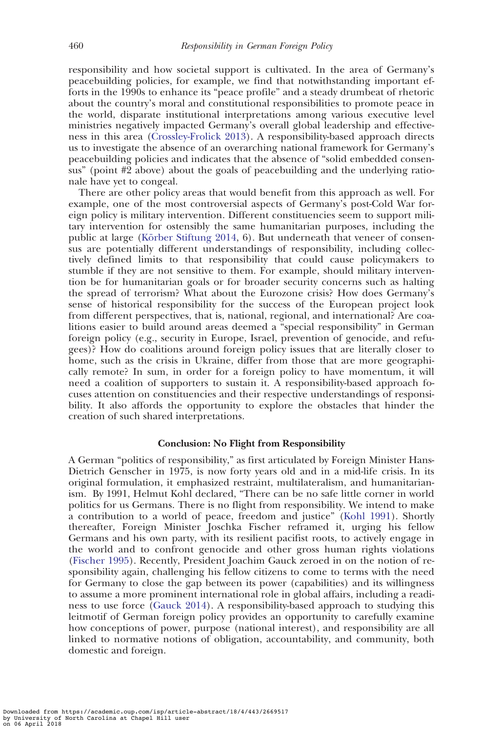responsibility and how societal support is cultivated. In the area of Germany's peacebuilding policies, for example, we find that notwithstanding important efforts in the 1990s to enhance its "peace profile" and a steady drumbeat of rhetoric about the country's moral and constitutional responsibilities to promote peace in the world, disparate institutional interpretations among various executive level ministries negatively impacted Germany's overall global leadership and effectiveness in this area (Crossley-Frolick 2013). A responsibility-based approach directs us to investigate the absence of an overarching national framework for Germany's peacebuilding policies and indicates that the absence of "solid embedded consensus" (point #2 above) about the goals of peacebuilding and the underlying rationale have yet to congeal.

There are other policy areas that would benefit from this approach as well. For example, one of the most controversial aspects of Germany's post-Cold War foreign policy is military intervention. Different constituencies seem to support military intervention for ostensibly the same humanitarian purposes, including the public at large (Körber Stiftung 2014, 6). But underneath that veneer of consensus are potentially different understandings of responsibility, including collectively defined limits to that responsibility that could cause policymakers to stumble if they are not sensitive to them. For example, should military intervention be for humanitarian goals or for broader security concerns such as halting the spread of terrorism? What about the Eurozone crisis? How does Germany's sense of historical responsibility for the success of the European project look from different perspectives, that is, national, regional, and international? Are coalitions easier to build around areas deemed a "special responsibility" in German foreign policy (e.g., security in Europe, Israel, prevention of genocide, and refugees)? How do coalitions around foreign policy issues that are literally closer to home, such as the crisis in Ukraine, differ from those that are more geographically remote? In sum, in order for a foreign policy to have momentum, it will need a coalition of supporters to sustain it. A responsibility-based approach focuses attention on constituencies and their respective understandings of responsibility. It also affords the opportunity to explore the obstacles that hinder the creation of such shared interpretations.

## Conclusion: No Flight from Responsibility

A German "politics of responsibility," as first articulated by Foreign Minister Hans-Dietrich Genscher in 1975, is now forty years old and in a mid-life crisis. In its original formulation, it emphasized restraint, multilateralism, and humanitarianism. By 1991, Helmut Kohl declared, "There can be no safe little corner in world politics for us Germans. There is no flight from responsibility. We intend to make a contribution to a world of peace, freedom and justice" (Kohl 1991). Shortly thereafter, Foreign Minister Joschka Fischer reframed it, urging his fellow Germans and his own party, with its resilient pacifist roots, to actively engage in the world and to confront genocide and other gross human rights violations (Fischer 1995). Recently, President Joachim Gauck zeroed in on the notion of responsibility again, challenging his fellow citizens to come to terms with the need for Germany to close the gap between its power (capabilities) and its willingness to assume a more prominent international role in global affairs, including a readiness to use force (Gauck 2014). A responsibility-based approach to studying this leitmotif of German foreign policy provides an opportunity to carefully examine how conceptions of power, purpose (national interest), and responsibility are all linked to normative notions of obligation, accountability, and community, both domestic and foreign.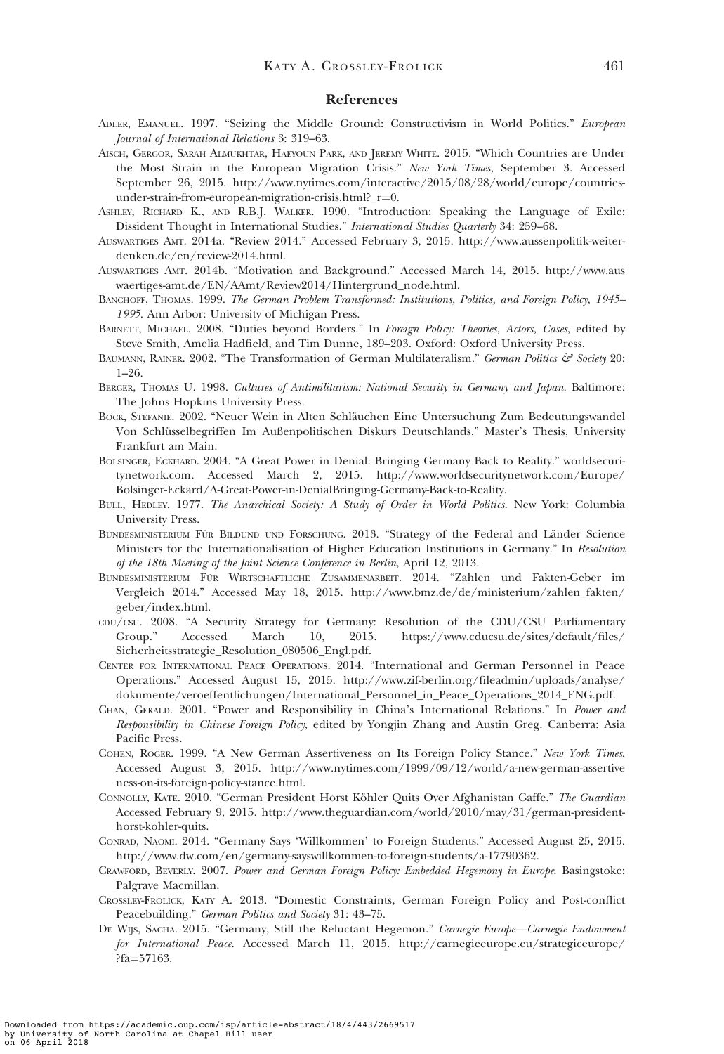## References

Adler, Emanuel. 1997. "Seizing the Middle Ground: Constructivism in World Politics." *European Journal of International Relations* 3: 319–63.

Aisch, Gergor, Sarah Almukhtar, Haeyoun Park, and Jeremy White. 2015. "Which Countries are Under the Most Strain in the European Migration Crisis." *New York Times*, September 3. Accessed September 26, 2015. http://www.nytimes.com/interactive/2015/08/28/world/europe/countries-under-strain-from-european-migration-crisis.html?_r=0.

Ashley, Richard K., and R.B.J. Walker. 1990. "Introduction: Speaking the Language of Exile: Dissident Thought in International Studies." *International Studies Quarterly* 34: 259–68.

Auswartiges Amt. 2014a. "Review 2014." Accessed February 3, 2015. http://www.aussenpolitik-weiter-denken.de/en/review-2014.html.

Auswartiges Amt. 2014b. "Motivation and Background." Accessed March 14, 2015. http://www.auswaertiges-amt.de/EN/AAmt/Review2014/Hintergrund_node.html.

Banchoff, Thomas. 1999. *The German Problem Transformed: Institutions, Politics, and Foreign Policy, 1945–1995*. Ann Arbor: University of Michigan Press.

Barnett, Michael. 2008. "Duties beyond Borders." In *Foreign Policy: Theories, Actors, Cases*, edited by Steve Smith, Amelia Hadfield, and Tim Dunne, 189–203. Oxford: Oxford University Press.

Baumann, Rainer. 2002. "The Transformation of German Multilateralism." *German Politics & Society* 20: 1–26.

Berger, Thomas U. 1998. *Cultures of Antimilitarism: National Security in Germany and Japan*. Baltimore: The Johns Hopkins University Press.

Bock, Stefanie. 2002. "Neuer Wein in Alten Schläuchen Eine Untersuchung Zum Bedeutungswandel Von Schlüsselbegriffen Im Außenpolitischen Diskurs Deutschlands." Master's Thesis, University Frankfurt am Main.

Bolsinger, Eckhard. 2004. "A Great Power in Denial: Bringing Germany Back to Reality." worldsecuritynetwork.com. Accessed March 2, 2015. http://www.worldsecuritynetwork.com/Europe/Bolsinger-Eckard/A-Great-Power-in-DenialBringing-Germany-Back-to-Reality.

Bull, Hedley. 1977. *The Anarchical Society: A Study of Order in World Politics*. New York: Columbia University Press.

Bundesministerium Für Bildund und Forschung. 2013. "Strategy of the Federal and Länder Science Ministers for the Internationalisation of Higher Education Institutions in Germany." In *Resolution of the 18th Meeting of the Joint Science Conference in Berlin*, April 12, 2013.

Bundesministerium Für Wirtschaftliche Zusammenarbeit. 2014. "Zahlen und Fakten-Geber im Vergleich 2014." Accessed May 18, 2015. http://www.bmz.de/de/ministerium/zahlen_fakten/geber/index.html.

cdu/csu. 2008. "A Security Strategy for Germany: Resolution of the CDU/CSU Parliamentary Group." Accessed March 10, 2015. https://www.cducsu.de/sites/default/files/Sicherheitsstrategie_Resolution_080506_Engl.pdf.

Center for International Peace Operations. 2014. "International and German Personnel in Peace Operations." Accessed August 15, 2015. http://www.zif-berlin.org/fileadmin/uploads/analyse/dokumente/veroeffentlichungen/International_Personnel_in_Peace_Operations_2014_ENG.pdf.

Chan, Gerald. 2001. "Power and Responsibility in China's International Relations." In *Power and Responsibility in Chinese Foreign Policy*, edited by Yongjin Zhang and Austin Greg. Canberra: Asia Pacific Press.

Cohen, Roger. 1999. "A New German Assertiveness on Its Foreign Policy Stance." *New York Times*. Accessed August 3, 2015. http://www.nytimes.com/1999/09/12/world/a-new-german-assertiveness-on-its-foreign-policy-stance.html.

Connolly, Kate. 2010. "German President Horst Köhler Quits Over Afghanistan Gaffe." *The Guardian* Accessed February 9, 2015. http://www.theguardian.com/world/2010/may/31/german-president-horst-kohler-quits.

Conrad, Naomi. 2014. "Germany Says 'Willkommen' to Foreign Students." Accessed August 25, 2015. http://www.dw.com/en/germany-sayswillkommen-to-foreign-students/a-17790362.

Crawford, Beverly. 2007. *Power and German Foreign Policy: Embedded Hegemony in Europe*. Basingstoke: Palgrave Macmillan.

Crossley-Frolick, Katy A. 2013. "Domestic Constraints, German Foreign Policy and Post-conflict Peacebuilding." *German Politics and Society* 31: 43–75.

De Wijs, Sacha. 2015. "Germany, Still the Reluctant Hegemon." *Carnegie Europe—Carnegie Endowment for International Peace*. Accessed March 11, 2015. http://carnegieeurope.eu/strategiceurope/?fa=57163.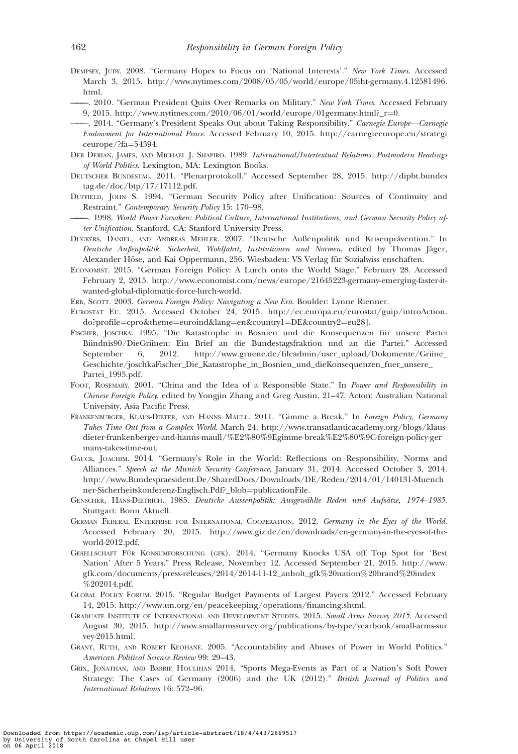Dempsey, Judy. 2008. "Germany Hopes to Focus on 'National Interests'." *New York Times*. Accessed March 3, 2015. http://www.nytimes.com/2008/05/05/world/europe/05iht-germany.4.12581496.html.

———. 2010. "German President Quits Over Remarks on Military." *New York Times*. Accessed February 9, 2015. http://www.nytimes.com/2010/06/01/world/europe/01germany.html?_r=0.

———. 2014. "Germany's President Speaks Out about Taking Responsibility." *Carnegie Europe—Carnegie Endowment for International Peace*. Accessed February 10, 2015. http://carnegieeurope.eu/strategiceurope/?fa=54394.

Der Derian, James, and Michael J. Shapiro. 1989. *International/Intertextual Relations: Postmodern Readings of World Politics*. Lexington, MA: Lexington Books.

Deutscher Bundestag. 2011. "Plenarprotokoll." Accessed September 28, 2015. http://dipbt.bundestag.de/doc/btp/17/17112.pdf.

Duffield, John S. 1994. "German Security Policy after Unification: Sources of Continuity and Restraint." *Contemporary Security Policy* 15: 170–98.

———. 1998. *World Power Forsaken: Political Culture, International Institutions, and German Security Policy after Unification*. Stanford, CA: Stanford University Press.

Duckers, Daniel, and Andreas Mehler. 2007. "Deutsche Außenpolitik und Krisenprävention." In *Deutsche Außenpolitik. Sicherheit, Wohlfahrt, Institutionen und Normen*, edited by Thomas Jäger, Alexander Höse, and Kai Oppermann, 256. Wiesbaden: VS Verlag für Sozialwiss enschaften.

Economist. 2015. "German Foreign Policy: A Lurch onto the World Stage." February 28. Accessed February 2, 2015. http://www.economist.com/news/europe/21645223-germany-emerging-faster-it-wanted-global-diplomatic-force-lurch-world.

Erb, Scott. 2003. *German Foreign Policy: Navigating a New Era*. Boulder: Lynne Rienner.

Eurostat Eu. 2015. Accessed October 24, 2015. http://ec.europa.eu/eurostat/guip/introAction.do?profile=cpro&theme=euroind&lang=en&country1=DE&country2=eu28].

Fischer, Joschka. 1995. "Die Katastrophe in Bosnien und die Konsequenzen fiir unsere Partei Biindnis90/DieGriinen: Ein Brief an die Bundestagsfraktion und an die Partei." Accessed September 6, 2012. http://www.gruene.de/fileadmin/user_upload/Dokumente/Griine_Geschichte/joschkaFischer_Die_Katastrophe_in_Bosnien_und_dieKonsequenzen_fuer_unsere_Partei_1995.pdf.

Foot, Rosemary. 2001. "China and the Idea of a Responsible State." In *Power and Responsibility in Chinese Foreign Policy*, edited by Yongjin Zhang and Greg Austin, 21–47. Acton: Australian National University, Asia Pacific Press.

Frankenburger, Klaus-Dieter, and Hanns Maull. 2011. "Gimme a Break." In *Foreign Policy, Germany Takes Time Out from a Complex World*. March 24. http://www.transatlanticacademy.org/blogs/klaus-dieter-frankenberger-and-hanns-maull/%E2%80%9Egimme-break%E2%80%9C-foreign-policy-germany-takes-time-out.

Gauck, Joachim. 2014. "Germany's Role in the World: Reflections on Responsibility, Norms and Alliances." *Speech at the Munich Security Conference*, January 31, 2014. Accessed October 3, 2014. http://www.Bundespraesident.De/SharedDocs/Downloads/DE/Reden/2014/01/140131-Muenchner-Sicherheitskonferenz-Englisch.Pdf?_blob=publicationFile.

Genscher, Hans-Dietrich. 1985. *Deutsche Aussenpolitik: Ausgewählte Reden und Aufsätze, 1974–1985*. Stuttgart: Bonn Aktuell.

German Federal Enterprise for International Cooperation. 2012. *Germany in the Eyes of the World*. Accessed February 20, 2015. http://www.giz.de/en/downloads/en-germany-in-the-eyes-of-the-world-2012.pdf.

Gesellschaft Für Konsumforschung (gfk). 2014. "Germany Knocks USA off Top Spot for 'Best Nation' After 5 Years." Press Release, November 12. Accessed September 21, 2015. http://www.gfk.com/documents/press-releases/2014/2014-11-12_anholt_gfk%20nation%20brand%20index%202014.pdf.

Global Policy Forum. 2015. "Regular Budget Payments of Largest Payers 2012." Accessed February 14, 2015. http://www.un.org/en/peacekeeping/operations/financing.shtml.

Graduate Institute of International and Development Studies. 2015. *Small Arms Survey 2015*. Accessed August 30, 2015. http://www.smallarmssurvey.org/publications/by-type/yearbook/small-arms-survey-2015.html.

Grant, Ruth, and Robert Keohane. 2005. "Accountability and Abuses of Power in World Politics." *American Political Science Review* 99: 29–43.

Grix, Jonathan, and Barrie Houlihan 2014. "Sports Mega-Events as Part of a Nation's Soft Power Strategy: The Cases of Germany (2006) and the UK (2012)." *British Journal of Politics and International Relations* 16: 572–96.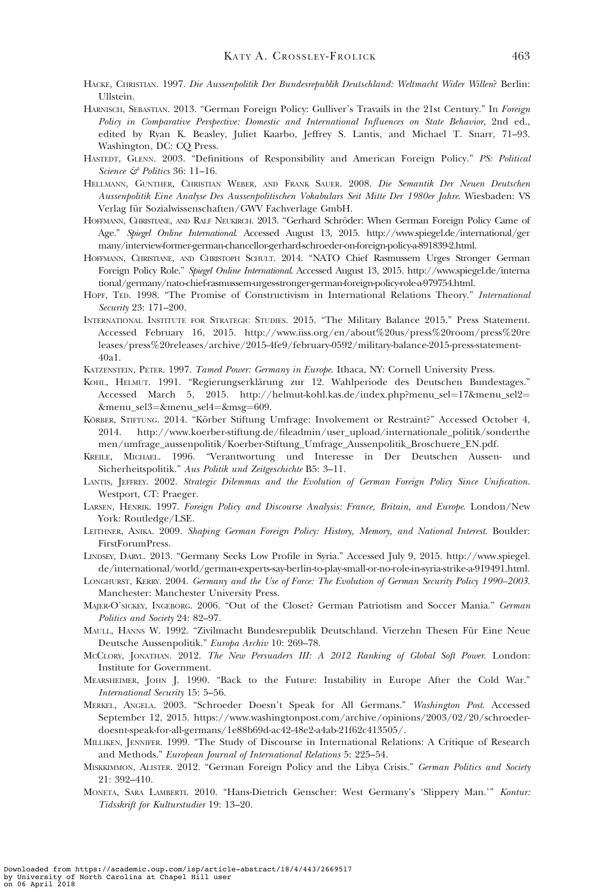Hacke, Christian. 1997. *Die Aussenpolitik Der Bundesrepublik Deutschland: Weltmacht Wider Willen*? Berlin: Ullstein.

Harnisch, Sebastian. 2013. "German Foreign Policy: Gulliver's Travails in the 21st Century." In *Foreign Policy in Comparative Perspective: Domestic and International Influences on State Behavior*, 2nd ed., edited by Ryan K. Beasley, Juliet Kaarbo, Jeffrey S. Lantis, and Michael T. Snarr, 71–93. Washington, DC: CQ Press.

Hastedt, Glenn. 2003. "Definitions of Responsibility and American Foreign Policy." *PS: Political Science & Politics* 36: 11–16.

Hellmann, Gunther, Christian Weber, and Frank Sauer. 2008. *Die Semantik Der Neuen Deutschen Aussenpolitik Eine Analyse Des Aussenpolitischen Vokabulars Seit Mitte Der 1980er Jahre*. Wiesbaden: VS Verlag für Sozialwissenschaften/GWV Fachverlage GmbH.

Hoffmann, Christiane, and Ralf Neukirch. 2013. "Gerhard Schröder: When German Foreign Policy Came of Age." *Spiegel Online International*. Accessed August 13, 2015. http://www.spiegel.de/international/germany/interview-former-german-chancellor-gerhard-schroeder-on-foreign-policy-a-891839-2.html.

Hoffmann, Christiane, and Christoph Schult. 2014. "NATO Chief Rasmussem Urges Stronger German Foreign Policy Role." *Spiegel Online International*. Accessed August 13, 2015. http://www.spiegel.de/international/germany/nato-chief-rasmussem-urges-stronger-german-foreign-policy-role-a-979754.html.

Hopf, Ted. 1998. "The Promise of Constructivism in International Relations Theory." *International Security* 23: 171–200.

International Institute for Strategic Studies. 2015. "The Military Balance 2015." Press Statement. Accessed February 16, 2015. http://www.iiss.org/en/about%20us/press%20room/press%20releases/press%20releases/archive/2015-4fe9/february-0592/military-balance-2015-press-statement-40a1.

Katzenstein, Peter. 1997. *Tamed Power: Germany in Europe*. Ithaca, NY: Cornell University Press.

Kohl, Helmut. 1991. "Regierungserklärung zur 12. Wahlperiode des Deutschen Bundestages." Accessed March 5, 2015. http://helmut-kohl.kas.de/index.php?menu_sel=17&menu_sel2=&menu_sel3=&menu_sel4=&msg=609.

Körber, Stiftung. 2014. "Körber Stiftung Umfrage: Involvement or Restraint?" Accessed October 4, 2014. http://www.koerber-stiftung.de/fileadmin/user_upload/internationale_politik/sonderthemen/umfrage_aussenpolitik/Koerber-Stiftung_Umfrage_Aussenpolitik_Broschuere_EN.pdf.

Kreile, Michael. 1996. "Verantwortung und Interesse in Der Deutschen Aussen- und Sicherheitspolitik." *Aus Politik und Zeitgeschichte* B5: 3–11.

Lantis, Jeffrey. 2002. *Strategic Dilemmas and the Evolution of German Foreign Policy Since Unification*. Westport, CT: Praeger.

Larsen, Henrik. 1997. *Foreign Policy and Discourse Analysis: France, Britain, and Europe*. London/New York: Routledge/LSE.

Leithner, Anika. 2009. *Shaping German Foreign Policy: History, Memory, and National Interest*. Boulder: FirstForumPress.

Lindsey, Daryl. 2013. "Germany Seeks Low Profile in Syria." Accessed July 9, 2015. http://www.spiegel.de/international/world/german-experts-say-berlin-to-play-small-or-no-role-in-syria-strike-a-919491.html.

Longhurst, Kerry. 2004. *Germany and the Use of Force: The Evolution of German Security Policy 1990–2003*. Manchester: Manchester University Press.

Majer-O'sickey, Ingeborg. 2006. "Out of the Closet? German Patriotism and Soccer Mania." *German Politics and Society* 24: 82–97.

Maull, Hanns W. 1992. "Zivilmacht Bundesrepublik Deutschland. Vierzehn Thesen Für Eine Neue Deutsche Aussenpolitik." *Europa Archiv* 10: 269–78.

McClory, Jonathan. 2012. *The New Persuaders III: A 2012 Ranking of Global Soft Power*. London: Institute for Government.

Mearsheimer, John J. 1990. "Back to the Future: Instability in Europe After the Cold War." *International Security* 15: 5–56.

Merkel, Angela. 2003. "Schroeder Doesn't Speak for All Germans." *Washington Post*. Accessed September 12, 2015. https://www.washingtonpost.com/archive/opinions/2003/02/20/schroeder-doesnt-speak-for-all-germans/1e88b69d-ac42-48e2-a4ab-21f62c413505/.

Milliken, Jennifer. 1999. "The Study of Discourse in International Relations: A Critique of Research and Methods." *European Journal of International Relations* 5: 225–54.

Miskkimmon, Alister. 2012. "German Foreign Policy and the Libya Crisis." *German Politics and Society* 21: 392–410.

Moneta, Sara Lamberti. 2010. "Hans-Dietrich Genscher: West Germany's 'Slippery Man.'" *Kontur: Tidsskrift for Kulturstudier* 19: 13–20.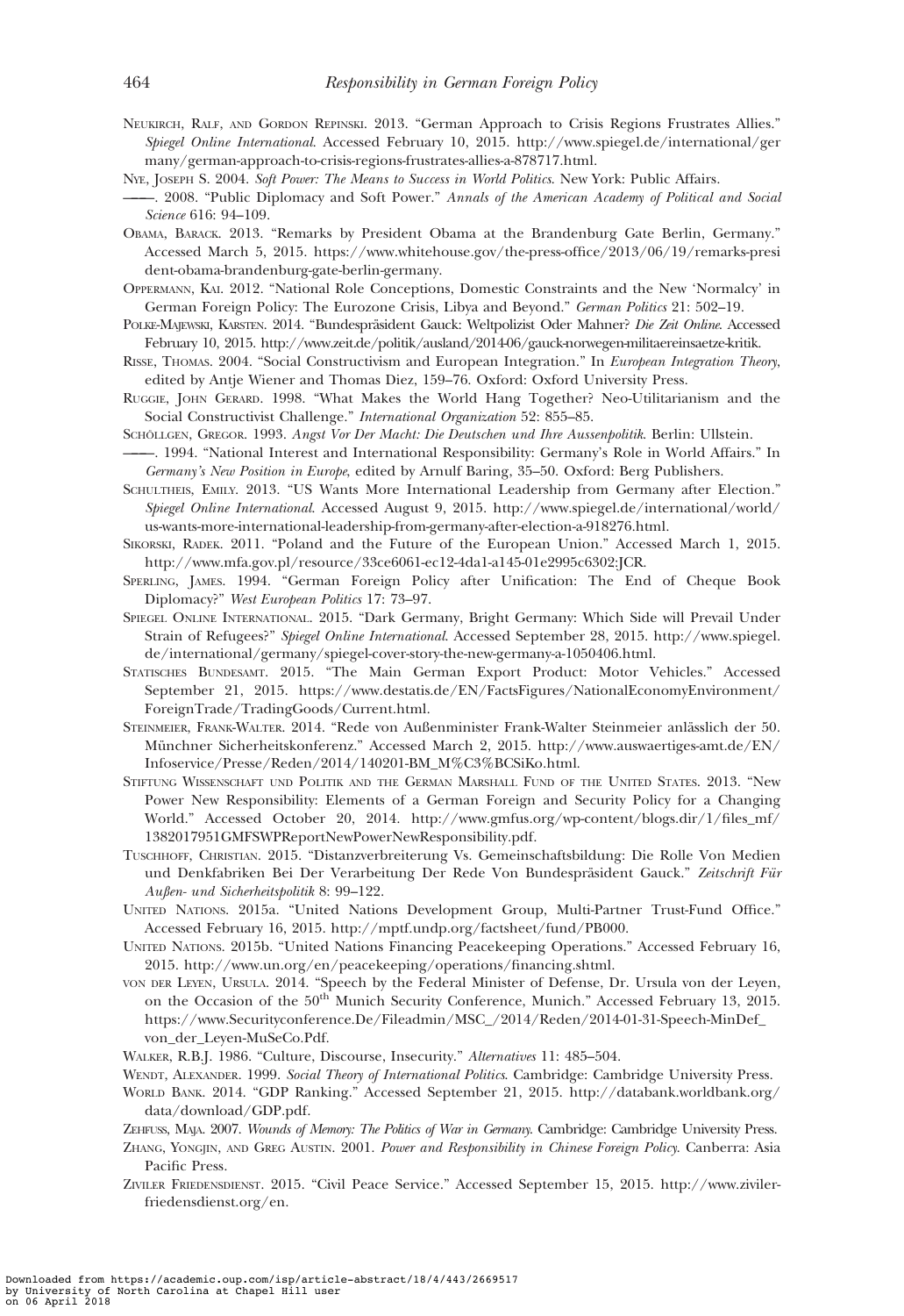Neukirch, Ralf, and Gordon Repinski. 2013. "German Approach to Crisis Regions Frustrates Allies." *Spiegel Online International*. Accessed February 10, 2015. http://www.spiegel.de/international/germany/german-approach-to-crisis-regions-frustrates-allies-a-878717.html.

Nye, Joseph S. 2004. *Soft Power: The Means to Success in World Politics*. New York: Public Affairs.

———. 2008. "Public Diplomacy and Soft Power." *Annals of the American Academy of Political and Social Science* 616: 94–109.

Obama, Barack. 2013. "Remarks by President Obama at the Brandenburg Gate Berlin, Germany." Accessed March 5, 2015. https://www.whitehouse.gov/the-press-office/2013/06/19/remarks-president-obama-brandenburg-gate-berlin-germany.

Oppermann, Kai. 2012. "National Role Conceptions, Domestic Constraints and the New 'Normalcy' in German Foreign Policy: The Eurozone Crisis, Libya and Beyond." *German Politics* 21: 502–19.

Polke-Majewski, Karsten. 2014. "Bundespräsident Gauck: Weltpolizist Oder Mahner? *Die Zeit Online*. Accessed February 10, 2015. http://www.zeit.de/politik/ausland/2014-06/gauck-norwegen-militaereinsaetze-kritik.

Risse, Thomas. 2004. "Social Constructivism and European Integration." In *European Integration Theory*, edited by Antje Wiener and Thomas Diez, 159–76. Oxford: Oxford University Press.

Ruggie, John Gerard. 1998. "What Makes the World Hang Together? Neo-Utilitarianism and the Social Constructivist Challenge." *International Organization* 52: 855–85.

Schöllgen, Gregor. 1993. *Angst Vor Der Macht: Die Deutschen und Ihre Aussenpolitik*. Berlin: Ullstein.

———. 1994. "National Interest and International Responsibility: Germany's Role in World Affairs." In *Germany's New Position in Europe*, edited by Arnulf Baring, 35–50. Oxford: Berg Publishers.

Schultheis, Emily. 2013. "US Wants More International Leadership from Germany after Election." *Spiegel Online International*. Accessed August 9, 2015. http://www.spiegel.de/international/world/us-wants-more-international-leadership-from-germany-after-election-a-918276.html.

Sikorski, Radek. 2011. "Poland and the Future of the European Union." Accessed March 1, 2015. http://www.mfa.gov.pl/resource/33ce6061-ec12-4da1-a145-01e2995c6302:JCR.

Sperling, James. 1994. "German Foreign Policy after Unification: The End of Cheque Book Diplomacy?" *West European Politics* 17: 73–97.

Spiegel Online International. 2015. "Dark Germany, Bright Germany: Which Side will Prevail Under Strain of Refugees?" *Spiegel Online International*. Accessed September 28, 2015. http://www.spiegel.de/international/germany/spiegel-cover-story-the-new-germany-a-1050406.html.

Statisches Bundesamt. 2015. "The Main German Export Product: Motor Vehicles." Accessed September 21, 2015. https://www.destatis.de/EN/FactsFigures/NationalEconomyEnvironment/ForeignTrade/TradingGoods/Current.html.

Steinmeier, Frank-Walter. 2014. "Rede von Außenminister Frank-Walter Steinmeier anlässlich der 50. Münchner Sicherheitskonferenz." Accessed March 2, 2015. http://www.auswaertiges-amt.de/EN/Infoservice/Presse/Reden/2014/140201-BM_M%C3%BCSiKo.html.

Stiftung Wissenschaft und Politik and the German Marshall Fund of the United States. 2013. "New Power New Responsibility: Elements of a German Foreign and Security Policy for a Changing World." Accessed October 20, 2014. http://www.gmfus.org/wp-content/blogs.dir/1/files_mf/1382017951GMFSWPReportNewPowerNewResponsibility.pdf.

Tuschhoff, Christian. 2015. "Distanzverbreiterung Vs. Gemeinschaftsbildung: Die Rolle Von Medien und Denkfabriken Bei Der Verarbeitung Der Rede Von Bundespräsident Gauck." *Zeitschrift Für Außen- und Sicherheitspolitik* 8: 99–122.

United Nations. 2015a. "United Nations Development Group, Multi-Partner Trust-Fund Office." Accessed February 16, 2015. http://mptf.undp.org/factsheet/fund/PB000.

United Nations. 2015b. "United Nations Financing Peacekeeping Operations." Accessed February 16, 2015. http://www.un.org/en/peacekeeping/operations/financing.shtml.

von der Leyen, Ursula. 2014. "Speech by the Federal Minister of Defense, Dr. Ursula von der Leyen, on the Occasion of the 50th Munich Security Conference, Munich." Accessed February 13, 2015. https://www.Securityconference.De/Fileadmin/MSC_/2014/Reden/2014-01-31-Speech-MinDef_von_der_Leyen-MuSeCo.Pdf.

Walker, R.B.J. 1986. "Culture, Discourse, Insecurity." *Alternatives* 11: 485–504.

Wendt, Alexander. 1999. *Social Theory of International Politics*. Cambridge: Cambridge University Press.

World Bank. 2014. "GDP Ranking." Accessed September 21, 2015. http://databank.worldbank.org/data/download/GDP.pdf.

Zehfuss, Maja. 2007. *Wounds of Memory: The Politics of War in Germany*. Cambridge: Cambridge University Press.

Zhang, Yongjin, and Greg Austin. 2001. *Power and Responsibility in Chinese Foreign Policy*. Canberra: Asia Pacific Press.

Ziviler Friedensdienst. 2015. "Civil Peace Service." Accessed September 15, 2015. http://www.ziviler-friedensdienst.org/en.